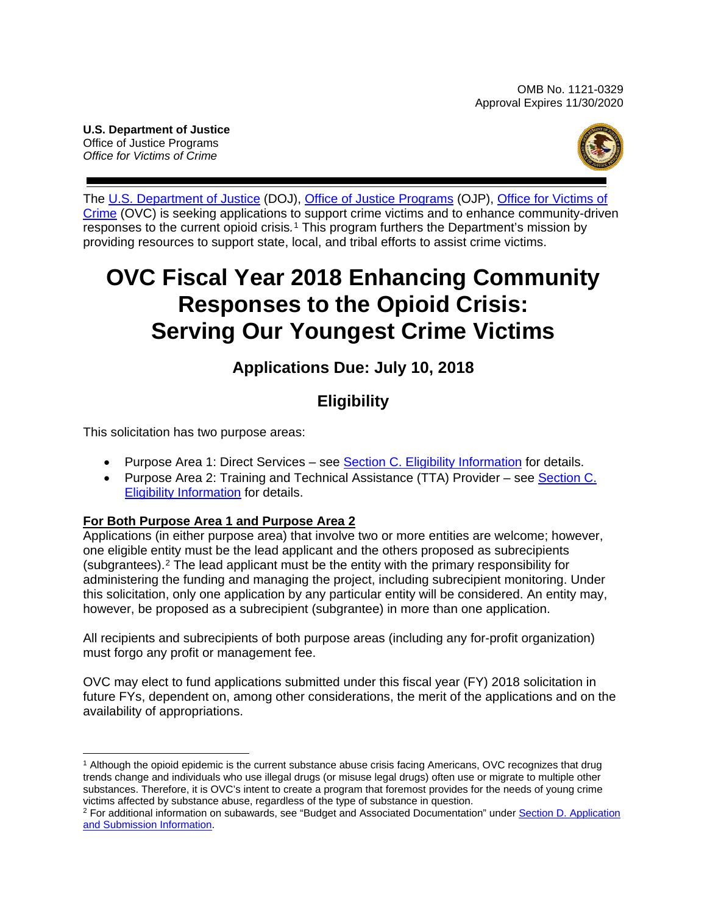OMB No. 1121-0329
Approval Expires 11/30/2020

**U.S. Department of Justice**
Office of Justice Programs
*Office for Victims of Crime*

The U.S. Department of Justice (DOJ), Office of Justice Programs (OJP), Office for Victims of Crime (OVC) is seeking applications to support crime victims and to enhance community-driven responses to the current opioid crisis.[1] This program furthers the Department's mission by providing resources to support state, local, and tribal efforts to assist crime victims.

# OVC Fiscal Year 2018 Enhancing Community Responses to the Opioid Crisis: Serving Our Youngest Crime Victims

## Applications Due: July 10, 2018

## Eligibility

This solicitation has two purpose areas:

- Purpose Area 1: Direct Services – see Section C. Eligibility Information for details.
- Purpose Area 2: Training and Technical Assistance (TTA) Provider – see Section C. Eligibility Information for details.

**For Both Purpose Area 1 and Purpose Area 2**

Applications (in either purpose area) that involve two or more entities are welcome; however, one eligible entity must be the lead applicant and the others proposed as subrecipients (subgrantees).[2] The lead applicant must be the entity with the primary responsibility for administering the funding and managing the project, including subrecipient monitoring. Under this solicitation, only one application by any particular entity will be considered. An entity may, however, be proposed as a subrecipient (subgrantee) in more than one application.

All recipients and subrecipients of both purpose areas (including any for-profit organization) must forgo any profit or management fee.

OVC may elect to fund applications submitted under this fiscal year (FY) 2018 solicitation in future FYs, dependent on, among other considerations, the merit of the applications and on the availability of appropriations.

---

[1] Although the opioid epidemic is the current substance abuse crisis facing Americans, OVC recognizes that drug trends change and individuals who use illegal drugs (or misuse legal drugs) often use or migrate to multiple other substances. Therefore, it is OVC's intent to create a program that foremost provides for the needs of young crime victims affected by substance abuse, regardless of the type of substance in question.

[2] For additional information on subawards, see "Budget and Associated Documentation" under Section D. Application and Submission Information.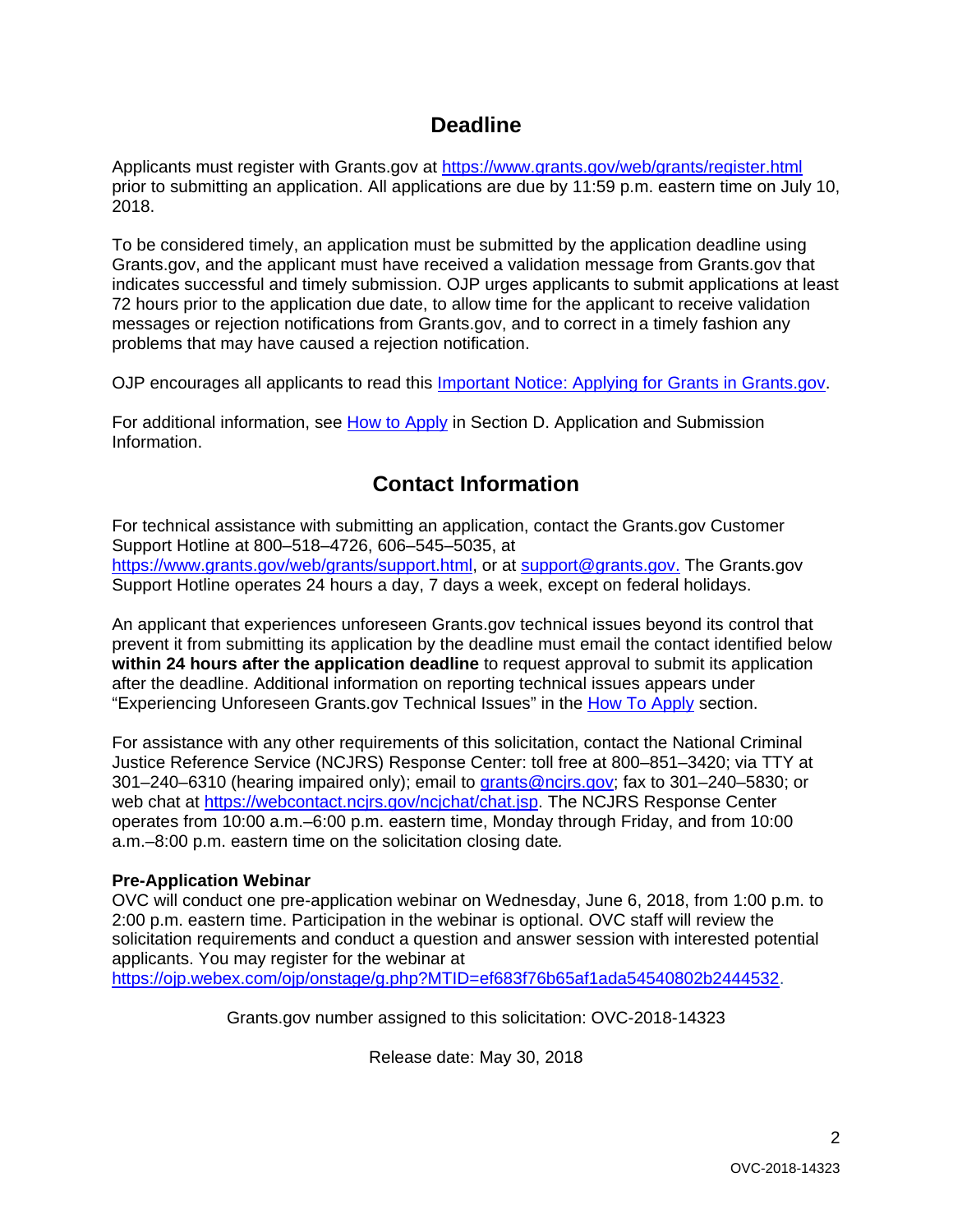## Deadline

Applicants must register with Grants.gov at [https://www.grants.gov/web/grants/register.html](https://www.grants.gov/web/grants/register.html) prior to submitting an application. All applications are due by 11:59 p.m. eastern time on July 10, 2018.

To be considered timely, an application must be submitted by the application deadline using Grants.gov, and the applicant must have received a validation message from Grants.gov that indicates successful and timely submission. OJP urges applicants to submit applications at least 72 hours prior to the application due date, to allow time for the applicant to receive validation messages or rejection notifications from Grants.gov, and to correct in a timely fashion any problems that may have caused a rejection notification.

OJP encourages all applicants to read this [Important Notice: Applying for Grants in Grants.gov](#).

For additional information, see [How to Apply](#) in Section D. Application and Submission Information.

## Contact Information

For technical assistance with submitting an application, contact the Grants.gov Customer Support Hotline at 800–518–4726, 606–545–5035, at [https://www.grants.gov/web/grants/support.html](https://www.grants.gov/web/grants/support.html), or at [support@grants.gov.](mailto:support@grants.gov) The Grants.gov Support Hotline operates 24 hours a day, 7 days a week, except on federal holidays.

An applicant that experiences unforeseen Grants.gov technical issues beyond its control that prevent it from submitting its application by the deadline must email the contact identified below **within 24 hours after the application deadline** to request approval to submit its application after the deadline. Additional information on reporting technical issues appears under "Experiencing Unforeseen Grants.gov Technical Issues" in the [How To Apply](#) section.

For assistance with any other requirements of this solicitation, contact the National Criminal Justice Reference Service (NCJRS) Response Center: toll free at 800–851–3420; via TTY at 301–240–6310 (hearing impaired only); email to [grants@ncjrs.gov](mailto:grants@ncjrs.gov); fax to 301–240–5830; or web chat at [https://webcontact.ncjrs.gov/ncjchat/chat.jsp](https://webcontact.ncjrs.gov/ncjchat/chat.jsp). The NCJRS Response Center operates from 10:00 a.m.–6:00 p.m. eastern time, Monday through Friday, and from 10:00 a.m.–8:00 p.m. eastern time on the solicitation closing date*.*

**Pre-Application Webinar**
OVC will conduct one pre-application webinar on Wednesday, June 6, 2018, from 1:00 p.m. to 2:00 p.m. eastern time. Participation in the webinar is optional. OVC staff will review the solicitation requirements and conduct a question and answer session with interested potential applicants. You may register for the webinar at [https://ojp.webex.com/ojp/onstage/g.php?MTID=ef683f76b65af1ada54540802b2444532](https://ojp.webex.com/ojp/onstage/g.php?MTID=ef683f76b65af1ada54540802b2444532).

Grants.gov number assigned to this solicitation: OVC-2018-14323

Release date: May 30, 2018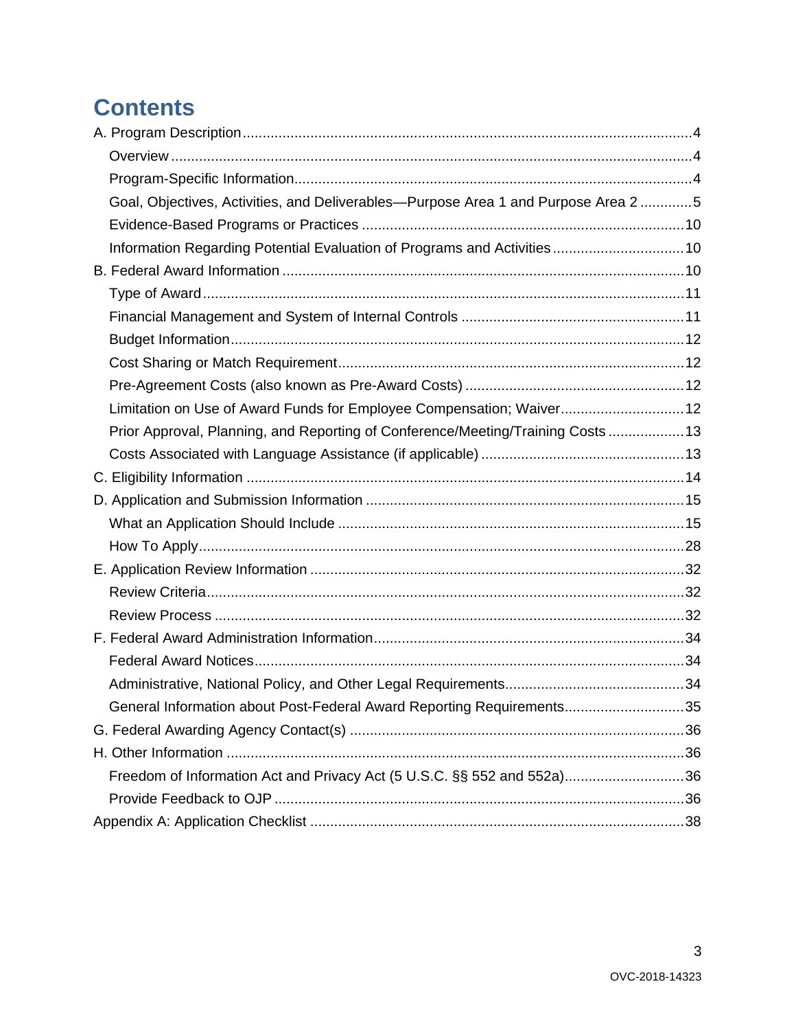# Contents

- A. Program Description ..... 4
  - Overview ..... 4
  - Program-Specific Information ..... 4
  - Goal, Objectives, Activities, and Deliverables—Purpose Area 1 and Purpose Area 2 ..... 5
  - Evidence-Based Programs or Practices ..... 10
  - Information Regarding Potential Evaluation of Programs and Activities ..... 10
- B. Federal Award Information ..... 10
  - Type of Award ..... 11
  - Financial Management and System of Internal Controls ..... 11
  - Budget Information ..... 12
  - Cost Sharing or Match Requirement ..... 12
  - Pre-Agreement Costs (also known as Pre-Award Costs) ..... 12
  - Limitation on Use of Award Funds for Employee Compensation; Waiver ..... 12
  - Prior Approval, Planning, and Reporting of Conference/Meeting/Training Costs ..... 13
  - Costs Associated with Language Assistance (if applicable) ..... 13
- C. Eligibility Information ..... 14
- D. Application and Submission Information ..... 15
  - What an Application Should Include ..... 15
  - How To Apply ..... 28
- E. Application Review Information ..... 32
  - Review Criteria ..... 32
  - Review Process ..... 32
- F. Federal Award Administration Information ..... 34
  - Federal Award Notices ..... 34
  - Administrative, National Policy, and Other Legal Requirements ..... 34
  - General Information about Post-Federal Award Reporting Requirements ..... 35
- G. Federal Awarding Agency Contact(s) ..... 36
- H. Other Information ..... 36
  - Freedom of Information Act and Privacy Act (5 U.S.C. §§ 552 and 552a) ..... 36
  - Provide Feedback to OJP ..... 36
- Appendix A: Application Checklist ..... 38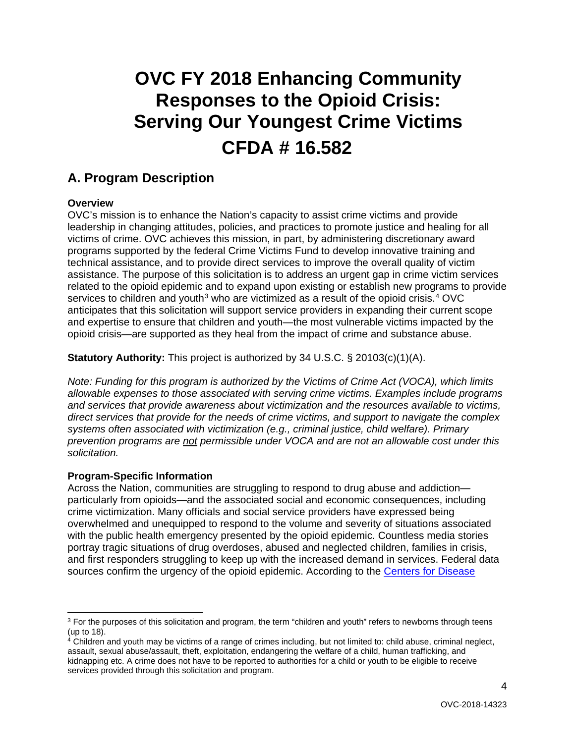# OVC FY 2018 Enhancing Community Responses to the Opioid Crisis: Serving Our Youngest Crime Victims

# CFDA # 16.582

## A. Program Description

**Overview**

OVC's mission is to enhance the Nation's capacity to assist crime victims and provide leadership in changing attitudes, policies, and practices to promote justice and healing for all victims of crime. OVC achieves this mission, in part, by administering discretionary award programs supported by the federal Crime Victims Fund to develop innovative training and technical assistance, and to provide direct services to improve the overall quality of victim assistance. The purpose of this solicitation is to address an urgent gap in crime victim services related to the opioid epidemic and to expand upon existing or establish new programs to provide services to children and youth[3] who are victimized as a result of the opioid crisis.[4] OVC anticipates that this solicitation will support service providers in expanding their current scope and expertise to ensure that children and youth—the most vulnerable victims impacted by the opioid crisis—are supported as they heal from the impact of crime and substance abuse.

**Statutory Authority:** This project is authorized by 34 U.S.C. § 20103(c)(1)(A).

*Note: Funding for this program is authorized by the Victims of Crime Act (VOCA), which limits allowable expenses to those associated with serving crime victims. Examples include programs and services that provide awareness about victimization and the resources available to victims, direct services that provide for the needs of crime victims, and support to navigate the complex systems often associated with victimization (e.g., criminal justice, child welfare). Primary prevention programs are <u>not</u> permissible under VOCA and are not an allowable cost under this solicitation.*

**Program-Specific Information**

Across the Nation, communities are struggling to respond to drug abuse and addiction—particularly from opioids—and the associated social and economic consequences, including crime victimization. Many officials and social service providers have expressed being overwhelmed and unequipped to respond to the volume and severity of situations associated with the public health emergency presented by the opioid epidemic. Countless media stories portray tragic situations of drug overdoses, abused and neglected children, families in crisis, and first responders struggling to keep up with the increased demand in services. Federal data sources confirm the urgency of the opioid epidemic. According to the Centers for Disease

---

[3] For the purposes of this solicitation and program, the term "children and youth" refers to newborns through teens (up to 18).

[4] Children and youth may be victims of a range of crimes including, but not limited to: child abuse, criminal neglect, assault, sexual abuse/assault, theft, exploitation, endangering the welfare of a child, human trafficking, and kidnapping etc. A crime does not have to be reported to authorities for a child or youth to be eligible to receive services provided through this solicitation and program.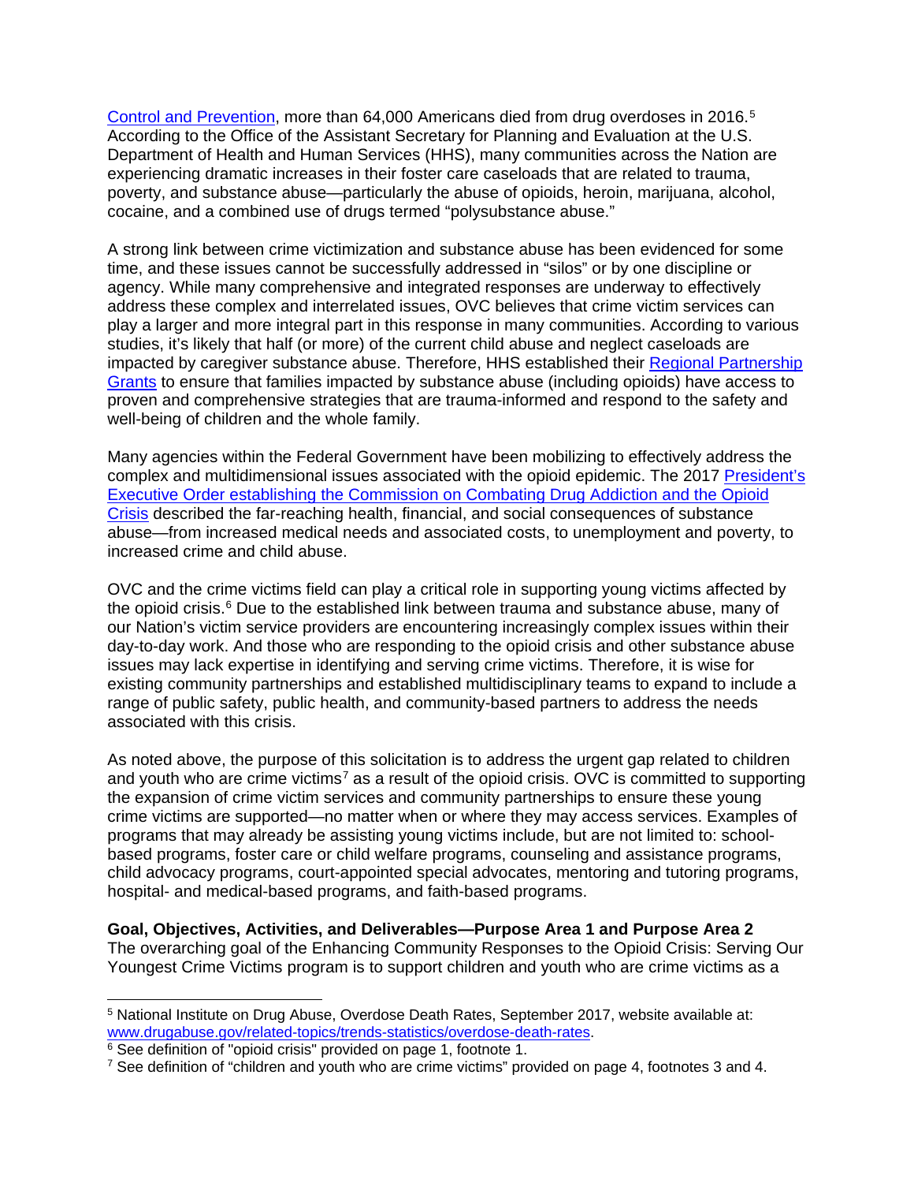Control and Prevention, more than 64,000 Americans died from drug overdoses in 2016.[5] According to the Office of the Assistant Secretary for Planning and Evaluation at the U.S. Department of Health and Human Services (HHS), many communities across the Nation are experiencing dramatic increases in their foster care caseloads that are related to trauma, poverty, and substance abuse—particularly the abuse of opioids, heroin, marijuana, alcohol, cocaine, and a combined use of drugs termed "polysubstance abuse."

A strong link between crime victimization and substance abuse has been evidenced for some time, and these issues cannot be successfully addressed in "silos" or by one discipline or agency. While many comprehensive and integrated responses are underway to effectively address these complex and interrelated issues, OVC believes that crime victim services can play a larger and more integral part in this response in many communities. According to various studies, it's likely that half (or more) of the current child abuse and neglect caseloads are impacted by caregiver substance abuse. Therefore, HHS established their Regional Partnership Grants to ensure that families impacted by substance abuse (including opioids) have access to proven and comprehensive strategies that are trauma-informed and respond to the safety and well-being of children and the whole family.

Many agencies within the Federal Government have been mobilizing to effectively address the complex and multidimensional issues associated with the opioid epidemic. The 2017 President's Executive Order establishing the Commission on Combating Drug Addiction and the Opioid Crisis described the far-reaching health, financial, and social consequences of substance abuse—from increased medical needs and associated costs, to unemployment and poverty, to increased crime and child abuse.

OVC and the crime victims field can play a critical role in supporting young victims affected by the opioid crisis.[6] Due to the established link between trauma and substance abuse, many of our Nation's victim service providers are encountering increasingly complex issues within their day-to-day work. And those who are responding to the opioid crisis and other substance abuse issues may lack expertise in identifying and serving crime victims. Therefore, it is wise for existing community partnerships and established multidisciplinary teams to expand to include a range of public safety, public health, and community-based partners to address the needs associated with this crisis.

As noted above, the purpose of this solicitation is to address the urgent gap related to children and youth who are crime victims[7] as a result of the opioid crisis. OVC is committed to supporting the expansion of crime victim services and community partnerships to ensure these young crime victims are supported—no matter when or where they may access services. Examples of programs that may already be assisting young victims include, but are not limited to: school-based programs, foster care or child welfare programs, counseling and assistance programs, child advocacy programs, court-appointed special advocates, mentoring and tutoring programs, hospital- and medical-based programs, and faith-based programs.

**Goal, Objectives, Activities, and Deliverables—Purpose Area 1 and Purpose Area 2**

The overarching goal of the Enhancing Community Responses to the Opioid Crisis: Serving Our Youngest Crime Victims program is to support children and youth who are crime victims as a

[5] National Institute on Drug Abuse, Overdose Death Rates, September 2017, website available at: www.drugabuse.gov/related-topics/trends-statistics/overdose-death-rates.

[6] See definition of "opioid crisis" provided on page 1, footnote 1.

[7] See definition of "children and youth who are crime victims" provided on page 4, footnotes 3 and 4.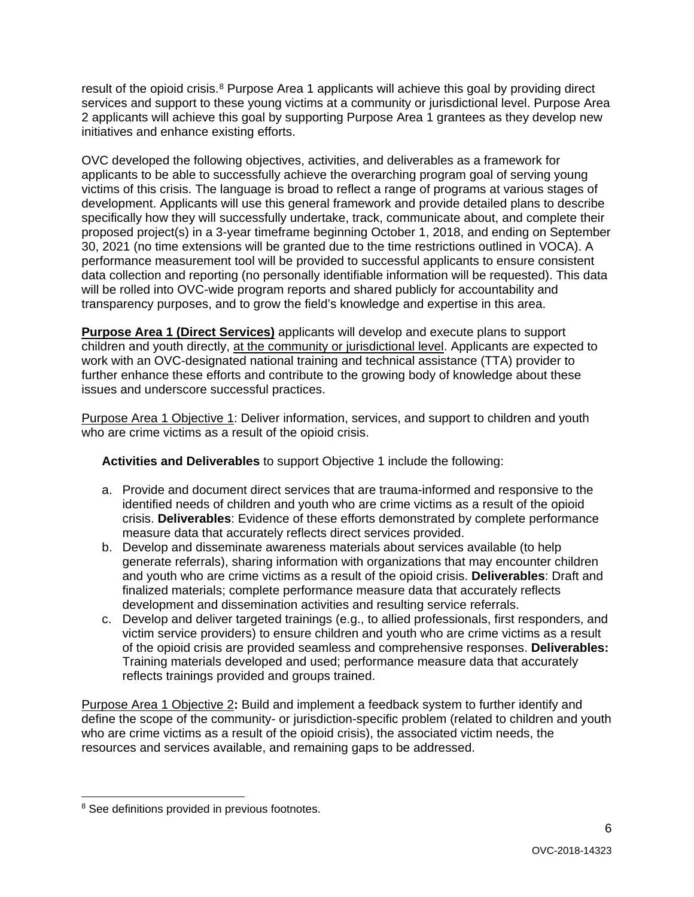result of the opioid crisis.[8] Purpose Area 1 applicants will achieve this goal by providing direct services and support to these young victims at a community or jurisdictional level. Purpose Area 2 applicants will achieve this goal by supporting Purpose Area 1 grantees as they develop new initiatives and enhance existing efforts.

OVC developed the following objectives, activities, and deliverables as a framework for applicants to be able to successfully achieve the overarching program goal of serving young victims of this crisis. The language is broad to reflect a range of programs at various stages of development. Applicants will use this general framework and provide detailed plans to describe specifically how they will successfully undertake, track, communicate about, and complete their proposed project(s) in a 3-year timeframe beginning October 1, 2018, and ending on September 30, 2021 (no time extensions will be granted due to the time restrictions outlined in VOCA). A performance measurement tool will be provided to successful applicants to ensure consistent data collection and reporting (no personally identifiable information will be requested). This data will be rolled into OVC-wide program reports and shared publicly for accountability and transparency purposes, and to grow the field's knowledge and expertise in this area.

**Purpose Area 1 (Direct Services)** applicants will develop and execute plans to support children and youth directly, at the community or jurisdictional level. Applicants are expected to work with an OVC-designated national training and technical assistance (TTA) provider to further enhance these efforts and contribute to the growing body of knowledge about these issues and underscore successful practices.

Purpose Area 1 Objective 1: Deliver information, services, and support to children and youth who are crime victims as a result of the opioid crisis.

**Activities and Deliverables** to support Objective 1 include the following:

a. Provide and document direct services that are trauma-informed and responsive to the identified needs of children and youth who are crime victims as a result of the opioid crisis. **Deliverables**: Evidence of these efforts demonstrated by complete performance measure data that accurately reflects direct services provided.
b. Develop and disseminate awareness materials about services available (to help generate referrals), sharing information with organizations that may encounter children and youth who are crime victims as a result of the opioid crisis. **Deliverables**: Draft and finalized materials; complete performance measure data that accurately reflects development and dissemination activities and resulting service referrals.
c. Develop and deliver targeted trainings (e.g., to allied professionals, first responders, and victim service providers) to ensure children and youth who are crime victims as a result of the opioid crisis are provided seamless and comprehensive responses. **Deliverables:** Training materials developed and used; performance measure data that accurately reflects trainings provided and groups trained.

Purpose Area 1 Objective 2**:** Build and implement a feedback system to further identify and define the scope of the community- or jurisdiction-specific problem (related to children and youth who are crime victims as a result of the opioid crisis), the associated victim needs, the resources and services available, and remaining gaps to be addressed.

[8] See definitions provided in previous footnotes.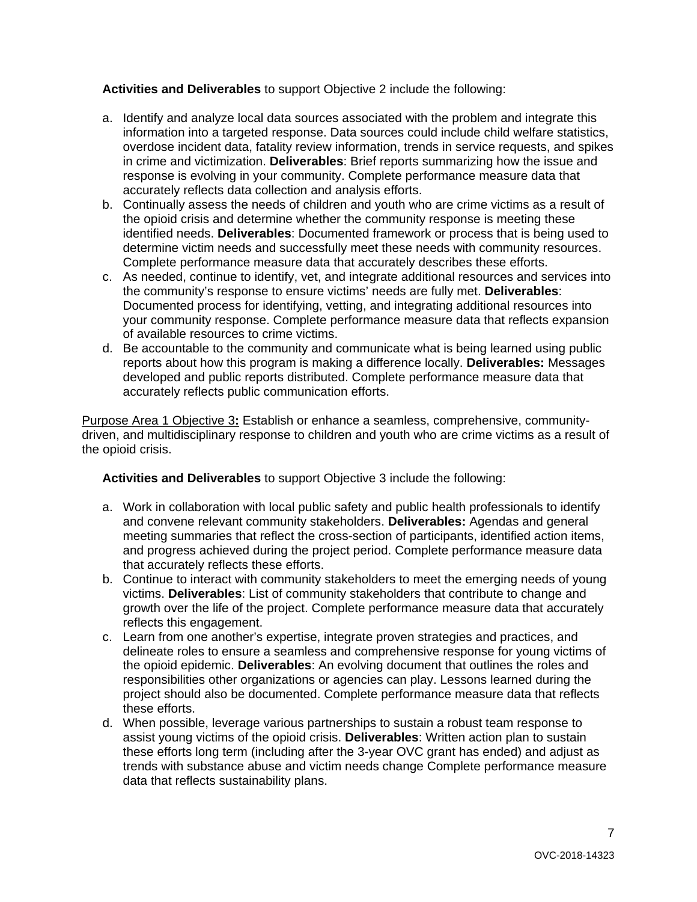**Activities and Deliverables** to support Objective 2 include the following:

a. Identify and analyze local data sources associated with the problem and integrate this information into a targeted response. Data sources could include child welfare statistics, overdose incident data, fatality review information, trends in service requests, and spikes in crime and victimization. **Deliverables**: Brief reports summarizing how the issue and response is evolving in your community. Complete performance measure data that accurately reflects data collection and analysis efforts.
b. Continually assess the needs of children and youth who are crime victims as a result of the opioid crisis and determine whether the community response is meeting these identified needs. **Deliverables**: Documented framework or process that is being used to determine victim needs and successfully meet these needs with community resources. Complete performance measure data that accurately describes these efforts.
c. As needed, continue to identify, vet, and integrate additional resources and services into the community's response to ensure victims' needs are fully met. **Deliverables**: Documented process for identifying, vetting, and integrating additional resources into your community response. Complete performance measure data that reflects expansion of available resources to crime victims.
d. Be accountable to the community and communicate what is being learned using public reports about how this program is making a difference locally. **Deliverables:** Messages developed and public reports distributed. Complete performance measure data that accurately reflects public communication efforts.

<u>Purpose Area 1 Objective 3</u>**:** Establish or enhance a seamless, comprehensive, community-driven, and multidisciplinary response to children and youth who are crime victims as a result of the opioid crisis.

**Activities and Deliverables** to support Objective 3 include the following:

a. Work in collaboration with local public safety and public health professionals to identify and convene relevant community stakeholders. **Deliverables:** Agendas and general meeting summaries that reflect the cross-section of participants, identified action items, and progress achieved during the project period. Complete performance measure data that accurately reflects these efforts.
b. Continue to interact with community stakeholders to meet the emerging needs of young victims. **Deliverables**: List of community stakeholders that contribute to change and growth over the life of the project. Complete performance measure data that accurately reflects this engagement.
c. Learn from one another's expertise, integrate proven strategies and practices, and delineate roles to ensure a seamless and comprehensive response for young victims of the opioid epidemic. **Deliverables**: An evolving document that outlines the roles and responsibilities other organizations or agencies can play. Lessons learned during the project should also be documented. Complete performance measure data that reflects these efforts.
d. When possible, leverage various partnerships to sustain a robust team response to assist young victims of the opioid crisis. **Deliverables**: Written action plan to sustain these efforts long term (including after the 3-year OVC grant has ended) and adjust as trends with substance abuse and victim needs change Complete performance measure data that reflects sustainability plans.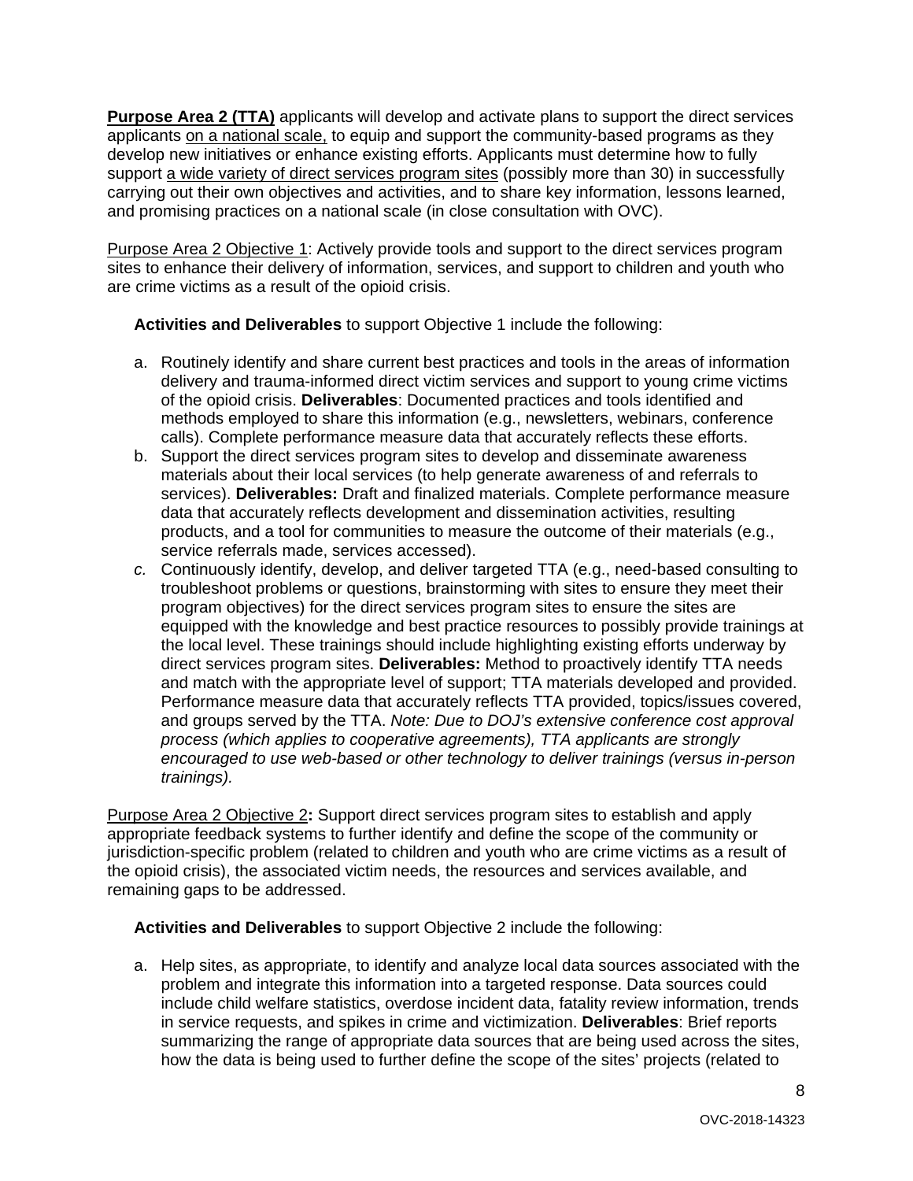**<u>Purpose Area 2 (TTA)</u>** applicants will develop and activate plans to support the direct services applicants <u>on a national scale,</u> to equip and support the community-based programs as they develop new initiatives or enhance existing efforts. Applicants must determine how to fully support <u>a wide variety of direct services program sites</u> (possibly more than 30) in successfully carrying out their own objectives and activities, and to share key information, lessons learned, and promising practices on a national scale (in close consultation with OVC).

<u>Purpose Area 2 Objective 1</u>: Actively provide tools and support to the direct services program sites to enhance their delivery of information, services, and support to children and youth who are crime victims as a result of the opioid crisis.

**Activities and Deliverables** to support Objective 1 include the following:

a. Routinely identify and share current best practices and tools in the areas of information delivery and trauma-informed direct victim services and support to young crime victims of the opioid crisis. **Deliverables**: Documented practices and tools identified and methods employed to share this information (e.g., newsletters, webinars, conference calls). Complete performance measure data that accurately reflects these efforts.
b. Support the direct services program sites to develop and disseminate awareness materials about their local services (to help generate awareness of and referrals to services). **Deliverables:** Draft and finalized materials. Complete performance measure data that accurately reflects development and dissemination activities, resulting products, and a tool for communities to measure the outcome of their materials (e.g., service referrals made, services accessed).
c. Continuously identify, develop, and deliver targeted TTA (e.g., need-based consulting to troubleshoot problems or questions, brainstorming with sites to ensure they meet their program objectives) for the direct services program sites to ensure the sites are equipped with the knowledge and best practice resources to possibly provide trainings at the local level. These trainings should include highlighting existing efforts underway by direct services program sites. **Deliverables:** Method to proactively identify TTA needs and match with the appropriate level of support; TTA materials developed and provided. Performance measure data that accurately reflects TTA provided, topics/issues covered, and groups served by the TTA. *Note: Due to DOJ's extensive conference cost approval process (which applies to cooperative agreements), TTA applicants are strongly encouraged to use web-based or other technology to deliver trainings (versus in-person trainings).*

<u>Purpose Area 2 Objective 2</u>**:** Support direct services program sites to establish and apply appropriate feedback systems to further identify and define the scope of the community or jurisdiction-specific problem (related to children and youth who are crime victims as a result of the opioid crisis), the associated victim needs, the resources and services available, and remaining gaps to be addressed.

**Activities and Deliverables** to support Objective 2 include the following:

a. Help sites, as appropriate, to identify and analyze local data sources associated with the problem and integrate this information into a targeted response. Data sources could include child welfare statistics, overdose incident data, fatality review information, trends in service requests, and spikes in crime and victimization. **Deliverables**: Brief reports summarizing the range of appropriate data sources that are being used across the sites, how the data is being used to further define the scope of the sites' projects (related to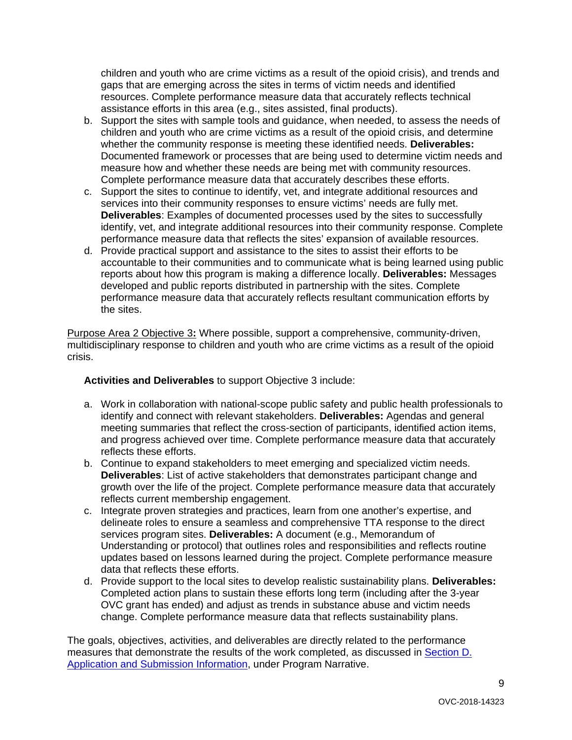children and youth who are crime victims as a result of the opioid crisis), and trends and gaps that are emerging across the sites in terms of victim needs and identified resources. Complete performance measure data that accurately reflects technical assistance efforts in this area (e.g., sites assisted, final products).

b. Support the sites with sample tools and guidance, when needed, to assess the needs of children and youth who are crime victims as a result of the opioid crisis, and determine whether the community response is meeting these identified needs. **Deliverables:** Documented framework or processes that are being used to determine victim needs and measure how and whether these needs are being met with community resources. Complete performance measure data that accurately describes these efforts.
c. Support the sites to continue to identify, vet, and integrate additional resources and services into their community responses to ensure victims' needs are fully met. **Deliverables**: Examples of documented processes used by the sites to successfully identify, vet, and integrate additional resources into their community response. Complete performance measure data that reflects the sites' expansion of available resources.
d. Provide practical support and assistance to the sites to assist their efforts to be accountable to their communities and to communicate what is being learned using public reports about how this program is making a difference locally. **Deliverables:** Messages developed and public reports distributed in partnership with the sites. Complete performance measure data that accurately reflects resultant communication efforts by the sites.

Purpose Area 2 Objective 3**:** Where possible, support a comprehensive, community-driven, multidisciplinary response to children and youth who are crime victims as a result of the opioid crisis.

**Activities and Deliverables** to support Objective 3 include:

a. Work in collaboration with national-scope public safety and public health professionals to identify and connect with relevant stakeholders. **Deliverables:** Agendas and general meeting summaries that reflect the cross-section of participants, identified action items, and progress achieved over time. Complete performance measure data that accurately reflects these efforts.
b. Continue to expand stakeholders to meet emerging and specialized victim needs. **Deliverables**: List of active stakeholders that demonstrates participant change and growth over the life of the project. Complete performance measure data that accurately reflects current membership engagement.
c. Integrate proven strategies and practices, learn from one another's expertise, and delineate roles to ensure a seamless and comprehensive TTA response to the direct services program sites. **Deliverables:** A document (e.g., Memorandum of Understanding or protocol) that outlines roles and responsibilities and reflects routine updates based on lessons learned during the project. Complete performance measure data that reflects these efforts.
d. Provide support to the local sites to develop realistic sustainability plans. **Deliverables:** Completed action plans to sustain these efforts long term (including after the 3-year OVC grant has ended) and adjust as trends in substance abuse and victim needs change. Complete performance measure data that reflects sustainability plans.

The goals, objectives, activities, and deliverables are directly related to the performance measures that demonstrate the results of the work completed, as discussed in Section D. Application and Submission Information, under Program Narrative.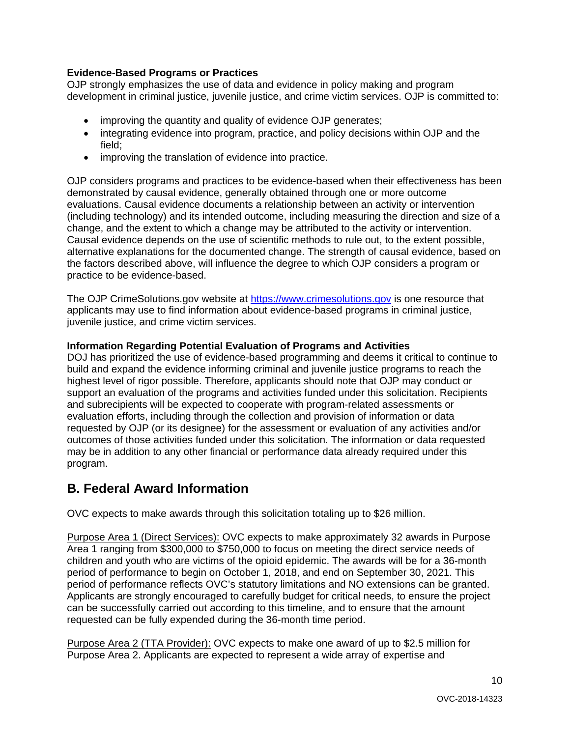**Evidence-Based Programs or Practices**

OJP strongly emphasizes the use of data and evidence in policy making and program development in criminal justice, juvenile justice, and crime victim services. OJP is committed to:

- improving the quantity and quality of evidence OJP generates;
- integrating evidence into program, practice, and policy decisions within OJP and the field;
- improving the translation of evidence into practice.

OJP considers programs and practices to be evidence-based when their effectiveness has been demonstrated by causal evidence, generally obtained through one or more outcome evaluations. Causal evidence documents a relationship between an activity or intervention (including technology) and its intended outcome, including measuring the direction and size of a change, and the extent to which a change may be attributed to the activity or intervention. Causal evidence depends on the use of scientific methods to rule out, to the extent possible, alternative explanations for the documented change. The strength of causal evidence, based on the factors described above, will influence the degree to which OJP considers a program or practice to be evidence-based.

The OJP CrimeSolutions.gov website at [https://www.crimesolutions.gov](https://www.crimesolutions.gov) is one resource that applicants may use to find information about evidence-based programs in criminal justice, juvenile justice, and crime victim services.

**Information Regarding Potential Evaluation of Programs and Activities**

DOJ has prioritized the use of evidence-based programming and deems it critical to continue to build and expand the evidence informing criminal and juvenile justice programs to reach the highest level of rigor possible. Therefore, applicants should note that OJP may conduct or support an evaluation of the programs and activities funded under this solicitation. Recipients and subrecipients will be expected to cooperate with program-related assessments or evaluation efforts, including through the collection and provision of information or data requested by OJP (or its designee) for the assessment or evaluation of any activities and/or outcomes of those activities funded under this solicitation. The information or data requested may be in addition to any other financial or performance data already required under this program.

## B. Federal Award Information

OVC expects to make awards through this solicitation totaling up to $26 million.

<u>Purpose Area 1 (Direct Services):</u> OVC expects to make approximately 32 awards in Purpose Area 1 ranging from $300,000 to $750,000 to focus on meeting the direct service needs of children and youth who are victims of the opioid epidemic. The awards will be for a 36-month period of performance to begin on October 1, 2018, and end on September 30, 2021. This period of performance reflects OVC's statutory limitations and NO extensions can be granted. Applicants are strongly encouraged to carefully budget for critical needs, to ensure the project can be successfully carried out according to this timeline, and to ensure that the amount requested can be fully expended during the 36-month time period.

<u>Purpose Area 2 (TTA Provider):</u> OVC expects to make one award of up to $2.5 million for Purpose Area 2. Applicants are expected to represent a wide array of expertise and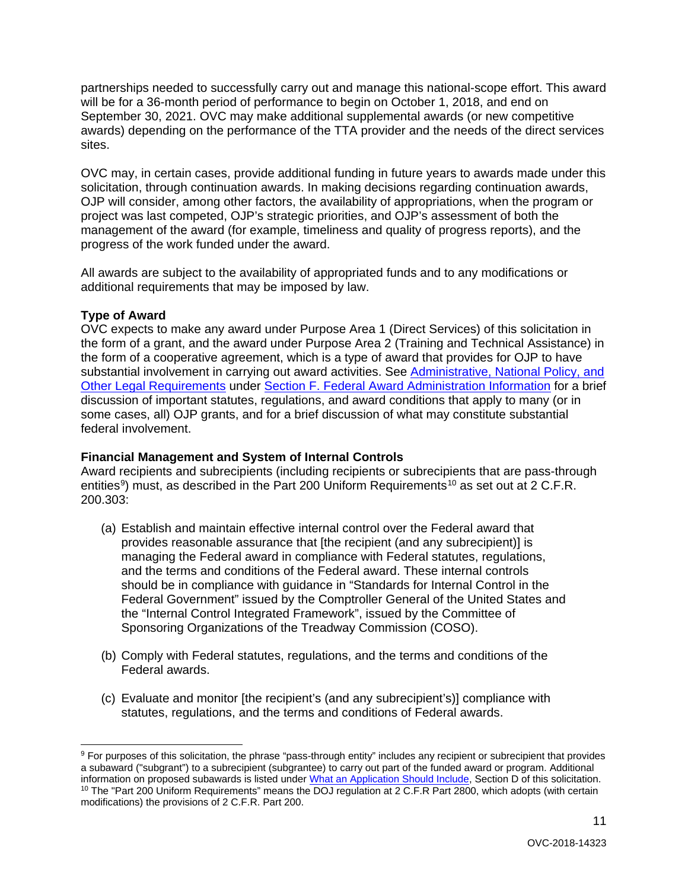partnerships needed to successfully carry out and manage this national-scope effort. This award will be for a 36-month period of performance to begin on October 1, 2018, and end on September 30, 2021. OVC may make additional supplemental awards (or new competitive awards) depending on the performance of the TTA provider and the needs of the direct services sites.

OVC may, in certain cases, provide additional funding in future years to awards made under this solicitation, through continuation awards. In making decisions regarding continuation awards, OJP will consider, among other factors, the availability of appropriations, when the program or project was last competed, OJP's strategic priorities, and OJP's assessment of both the management of the award (for example, timeliness and quality of progress reports), and the progress of the work funded under the award.

All awards are subject to the availability of appropriated funds and to any modifications or additional requirements that may be imposed by law.

**Type of Award**

OVC expects to make any award under Purpose Area 1 (Direct Services) of this solicitation in the form of a grant, and the award under Purpose Area 2 (Training and Technical Assistance) in the form of a cooperative agreement, which is a type of award that provides for OJP to have substantial involvement in carrying out award activities. See Administrative, National Policy, and Other Legal Requirements under Section F. Federal Award Administration Information for a brief discussion of important statutes, regulations, and award conditions that apply to many (or in some cases, all) OJP grants, and for a brief discussion of what may constitute substantial federal involvement.

**Financial Management and System of Internal Controls**

Award recipients and subrecipients (including recipients or subrecipients that are pass-through entities[9]) must, as described in the Part 200 Uniform Requirements[10] as set out at 2 C.F.R. 200.303:

(a) Establish and maintain effective internal control over the Federal award that provides reasonable assurance that [the recipient (and any subrecipient)] is managing the Federal award in compliance with Federal statutes, regulations, and the terms and conditions of the Federal award. These internal controls should be in compliance with guidance in "Standards for Internal Control in the Federal Government" issued by the Comptroller General of the United States and the "Internal Control Integrated Framework", issued by the Committee of Sponsoring Organizations of the Treadway Commission (COSO).

(b) Comply with Federal statutes, regulations, and the terms and conditions of the Federal awards.

(c) Evaluate and monitor [the recipient's (and any subrecipient's)] compliance with statutes, regulations, and the terms and conditions of Federal awards.

---

[9] For purposes of this solicitation, the phrase "pass-through entity" includes any recipient or subrecipient that provides a subaward ("subgrant") to a subrecipient (subgrantee) to carry out part of the funded award or program. Additional information on proposed subawards is listed under What an Application Should Include, Section D of this solicitation.

[10] The "Part 200 Uniform Requirements" means the DOJ regulation at 2 C.F.R Part 2800, which adopts (with certain modifications) the provisions of 2 C.F.R. Part 200.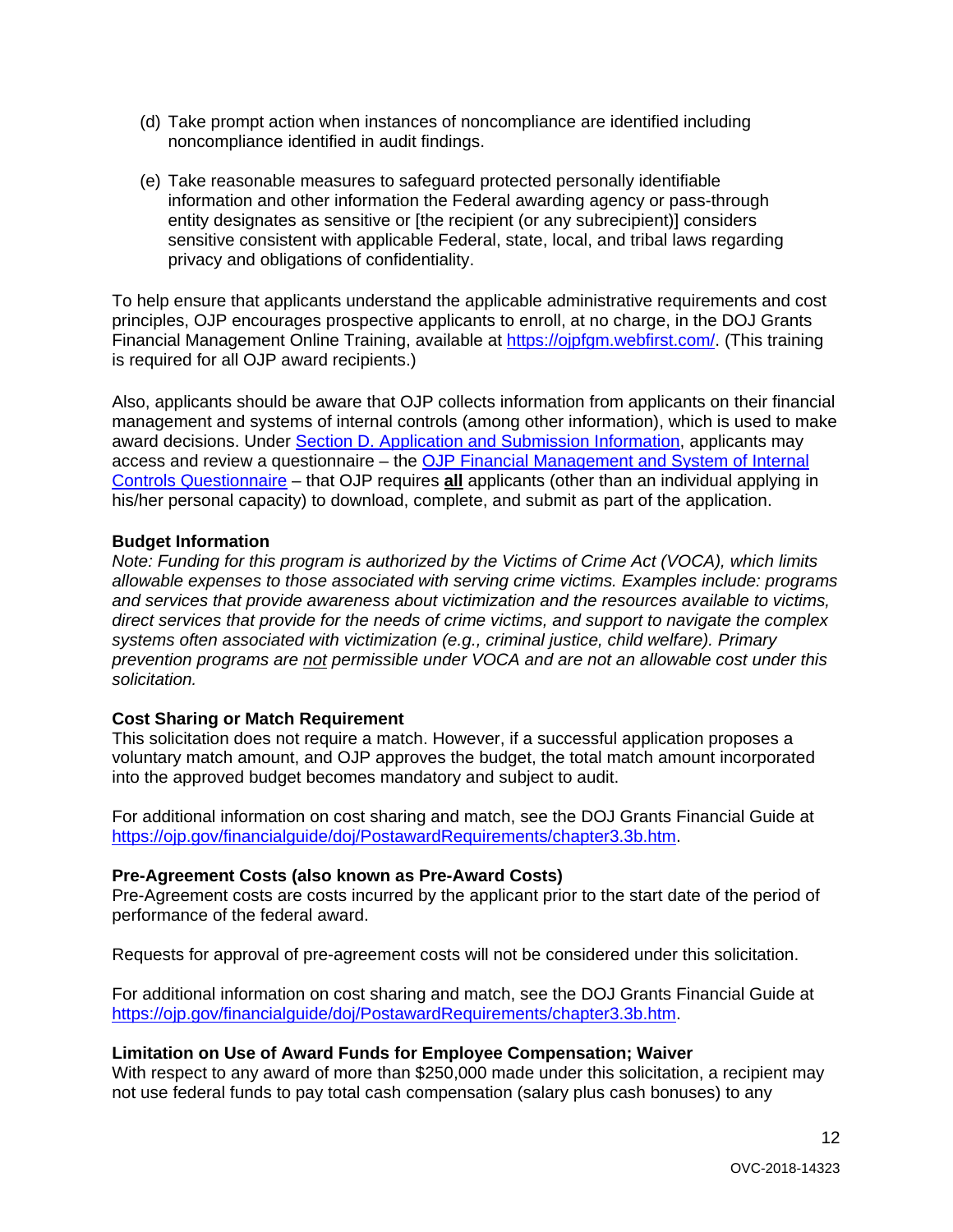(d) Take prompt action when instances of noncompliance are identified including noncompliance identified in audit findings.

(e) Take reasonable measures to safeguard protected personally identifiable information and other information the Federal awarding agency or pass-through entity designates as sensitive or [the recipient (or any subrecipient)] considers sensitive consistent with applicable Federal, state, local, and tribal laws regarding privacy and obligations of confidentiality.

To help ensure that applicants understand the applicable administrative requirements and cost principles, OJP encourages prospective applicants to enroll, at no charge, in the DOJ Grants Financial Management Online Training, available at https://ojpfgm.webfirst.com/. (This training is required for all OJP award recipients.)

Also, applicants should be aware that OJP collects information from applicants on their financial management and systems of internal controls (among other information), which is used to make award decisions. Under Section D. Application and Submission Information, applicants may access and review a questionnaire – the OJP Financial Management and System of Internal Controls Questionnaire – that OJP requires **all** applicants (other than an individual applying in his/her personal capacity) to download, complete, and submit as part of the application.

**Budget Information**

*Note: Funding for this program is authorized by the Victims of Crime Act (VOCA), which limits allowable expenses to those associated with serving crime victims. Examples include: programs and services that provide awareness about victimization and the resources available to victims, direct services that provide for the needs of crime victims, and support to navigate the complex systems often associated with victimization (e.g., criminal justice, child welfare). Primary prevention programs are not permissible under VOCA and are not an allowable cost under this solicitation.*

**Cost Sharing or Match Requirement**

This solicitation does not require a match. However, if a successful application proposes a voluntary match amount, and OJP approves the budget, the total match amount incorporated into the approved budget becomes mandatory and subject to audit.

For additional information on cost sharing and match, see the DOJ Grants Financial Guide at https://ojp.gov/financialguide/doj/PostawardRequirements/chapter3.3b.htm.

**Pre-Agreement Costs (also known as Pre-Award Costs)**

Pre-Agreement costs are costs incurred by the applicant prior to the start date of the period of performance of the federal award.

Requests for approval of pre-agreement costs will not be considered under this solicitation.

For additional information on cost sharing and match, see the DOJ Grants Financial Guide at https://ojp.gov/financialguide/doj/PostawardRequirements/chapter3.3b.htm.

**Limitation on Use of Award Funds for Employee Compensation; Waiver**

With respect to any award of more than $250,000 made under this solicitation, a recipient may not use federal funds to pay total cash compensation (salary plus cash bonuses) to any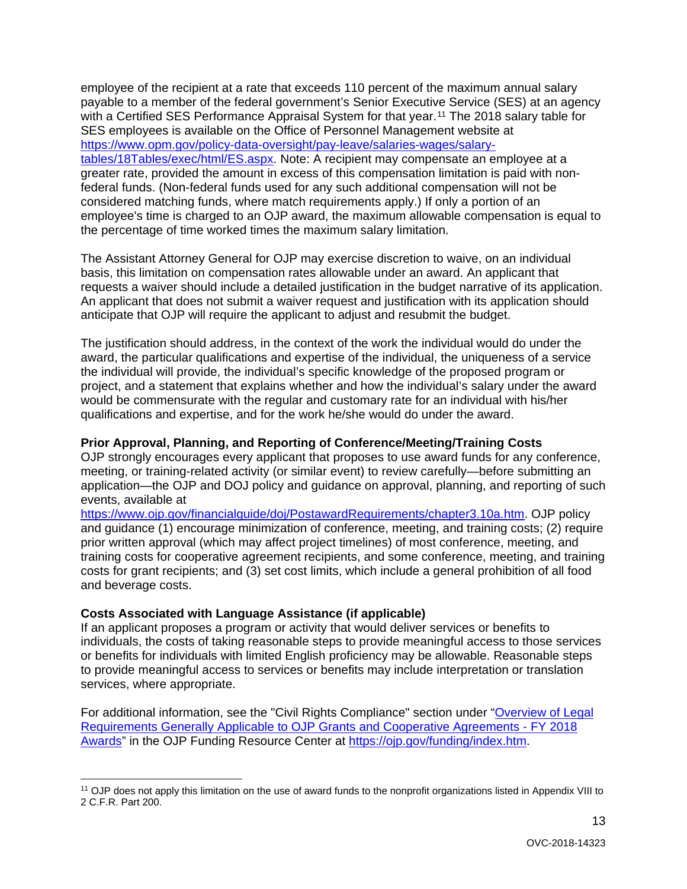employee of the recipient at a rate that exceeds 110 percent of the maximum annual salary payable to a member of the federal government's Senior Executive Service (SES) at an agency with a Certified SES Performance Appraisal System for that year.[11] The 2018 salary table for SES employees is available on the Office of Personnel Management website at [https://www.opm.gov/policy-data-oversight/pay-leave/salaries-wages/salary-tables/18Tables/exec/html/ES.aspx](https://www.opm.gov/policy-data-oversight/pay-leave/salaries-wages/salary-tables/18Tables/exec/html/ES.aspx). Note: A recipient may compensate an employee at a greater rate, provided the amount in excess of this compensation limitation is paid with non-federal funds. (Non-federal funds used for any such additional compensation will not be considered matching funds, where match requirements apply.) If only a portion of an employee's time is charged to an OJP award, the maximum allowable compensation is equal to the percentage of time worked times the maximum salary limitation.

The Assistant Attorney General for OJP may exercise discretion to waive, on an individual basis, this limitation on compensation rates allowable under an award. An applicant that requests a waiver should include a detailed justification in the budget narrative of its application. An applicant that does not submit a waiver request and justification with its application should anticipate that OJP will require the applicant to adjust and resubmit the budget.

The justification should address, in the context of the work the individual would do under the award, the particular qualifications and expertise of the individual, the uniqueness of a service the individual will provide, the individual's specific knowledge of the proposed program or project, and a statement that explains whether and how the individual's salary under the award would be commensurate with the regular and customary rate for an individual with his/her qualifications and expertise, and for the work he/she would do under the award.

**Prior Approval, Planning, and Reporting of Conference/Meeting/Training Costs**
OJP strongly encourages every applicant that proposes to use award funds for any conference, meeting, or training-related activity (or similar event) to review carefully—before submitting an application—the OJP and DOJ policy and guidance on approval, planning, and reporting of such events, available at [https://www.ojp.gov/financialguide/doj/PostawardRequirements/chapter3.10a.htm](https://www.ojp.gov/financialguide/doj/PostawardRequirements/chapter3.10a.htm). OJP policy and guidance (1) encourage minimization of conference, meeting, and training costs; (2) require prior written approval (which may affect project timelines) of most conference, meeting, and training costs for cooperative agreement recipients, and some conference, meeting, and training costs for grant recipients; and (3) set cost limits, which include a general prohibition of all food and beverage costs.

**Costs Associated with Language Assistance (if applicable)**
If an applicant proposes a program or activity that would deliver services or benefits to individuals, the costs of taking reasonable steps to provide meaningful access to those services or benefits for individuals with limited English proficiency may be allowable. Reasonable steps to provide meaningful access to services or benefits may include interpretation or translation services, where appropriate.

For additional information, see the "Civil Rights Compliance" section under "Overview of Legal Requirements Generally Applicable to OJP Grants and Cooperative Agreements - FY 2018 Awards" in the OJP Funding Resource Center at [https://ojp.gov/funding/index.htm](https://ojp.gov/funding/index.htm).

---

[11] OJP does not apply this limitation on the use of award funds to the nonprofit organizations listed in Appendix VIII to 2 C.F.R. Part 200.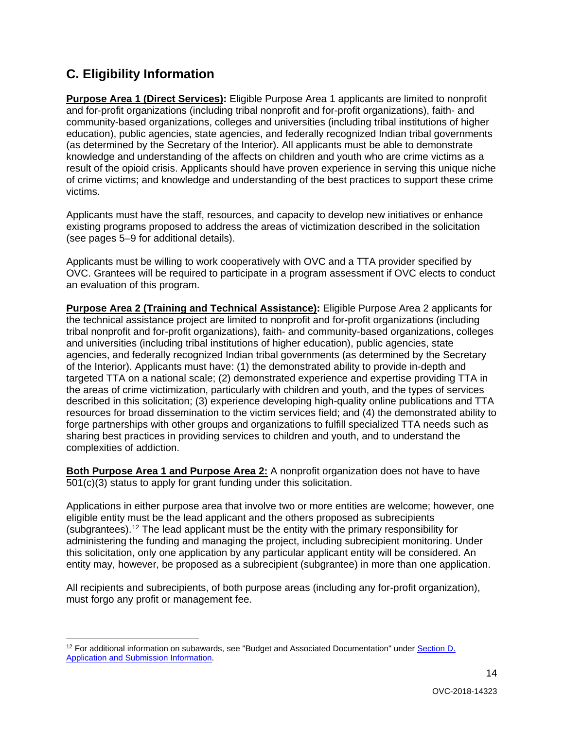## C. Eligibility Information

**Purpose Area 1 (Direct Services):** Eligible Purpose Area 1 applicants are limited to nonprofit and for-profit organizations (including tribal nonprofit and for-profit organizations), faith- and community-based organizations, colleges and universities (including tribal institutions of higher education), public agencies, state agencies, and federally recognized Indian tribal governments (as determined by the Secretary of the Interior). All applicants must be able to demonstrate knowledge and understanding of the affects on children and youth who are crime victims as a result of the opioid crisis. Applicants should have proven experience in serving this unique niche of crime victims; and knowledge and understanding of the best practices to support these crime victims.

Applicants must have the staff, resources, and capacity to develop new initiatives or enhance existing programs proposed to address the areas of victimization described in the solicitation (see pages 5–9 for additional details).

Applicants must be willing to work cooperatively with OVC and a TTA provider specified by OVC. Grantees will be required to participate in a program assessment if OVC elects to conduct an evaluation of this program.

**Purpose Area 2 (Training and Technical Assistance):** Eligible Purpose Area 2 applicants for the technical assistance project are limited to nonprofit and for-profit organizations (including tribal nonprofit and for-profit organizations), faith- and community-based organizations, colleges and universities (including tribal institutions of higher education), public agencies, state agencies, and federally recognized Indian tribal governments (as determined by the Secretary of the Interior). Applicants must have: (1) the demonstrated ability to provide in-depth and targeted TTA on a national scale; (2) demonstrated experience and expertise providing TTA in the areas of crime victimization, particularly with children and youth, and the types of services described in this solicitation; (3) experience developing high-quality online publications and TTA resources for broad dissemination to the victim services field; and (4) the demonstrated ability to forge partnerships with other groups and organizations to fulfill specialized TTA needs such as sharing best practices in providing services to children and youth, and to understand the complexities of addiction.

**Both Purpose Area 1 and Purpose Area 2:** A nonprofit organization does not have to have 501(c)(3) status to apply for grant funding under this solicitation.

Applications in either purpose area that involve two or more entities are welcome; however, one eligible entity must be the lead applicant and the others proposed as subrecipients (subgrantees).[12] The lead applicant must be the entity with the primary responsibility for administering the funding and managing the project, including subrecipient monitoring. Under this solicitation, only one application by any particular applicant entity will be considered. An entity may, however, be proposed as a subrecipient (subgrantee) in more than one application.

All recipients and subrecipients, of both purpose areas (including any for-profit organization), must forgo any profit or management fee.

---

[12] For additional information on subawards, see "Budget and Associated Documentation" under Section D. Application and Submission Information.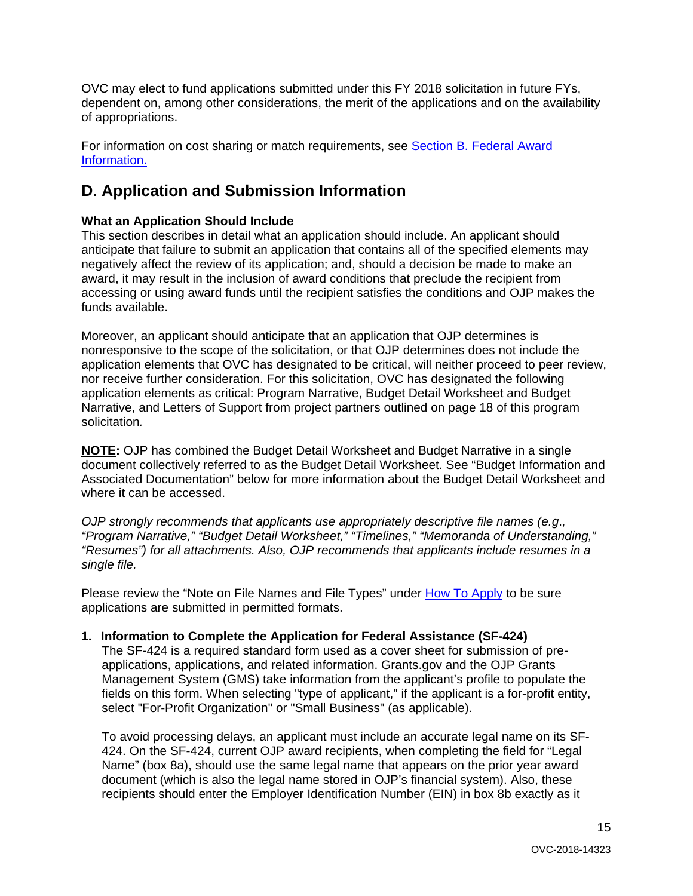OVC may elect to fund applications submitted under this FY 2018 solicitation in future FYs, dependent on, among other considerations, the merit of the applications and on the availability of appropriations.

For information on cost sharing or match requirements, see [Section B. Federal Award Information.](#)

## D. Application and Submission Information

**What an Application Should Include**
This section describes in detail what an application should include. An applicant should anticipate that failure to submit an application that contains all of the specified elements may negatively affect the review of its application; and, should a decision be made to make an award, it may result in the inclusion of award conditions that preclude the recipient from accessing or using award funds until the recipient satisfies the conditions and OJP makes the funds available.

Moreover, an applicant should anticipate that an application that OJP determines is nonresponsive to the scope of the solicitation, or that OJP determines does not include the application elements that OVC has designated to be critical, will neither proceed to peer review, nor receive further consideration. For this solicitation, OVC has designated the following application elements as critical: Program Narrative, Budget Detail Worksheet and Budget Narrative, and Letters of Support from project partners outlined on page 18 of this program solicitation*.*

**NOTE:** OJP has combined the Budget Detail Worksheet and Budget Narrative in a single document collectively referred to as the Budget Detail Worksheet. See "Budget Information and Associated Documentation" below for more information about the Budget Detail Worksheet and where it can be accessed.

*OJP strongly recommends that applicants use appropriately descriptive file names (e.g., "Program Narrative," "Budget Detail Worksheet," "Timelines," "Memoranda of Understanding," "Resumes") for all attachments. Also, OJP recommends that applicants include resumes in a single file.*

Please review the "Note on File Names and File Types" under [How To Apply](#) to be sure applications are submitted in permitted formats.

1. **Information to Complete the Application for Federal Assistance (SF-424)**
   The SF-424 is a required standard form used as a cover sheet for submission of pre-applications, applications, and related information. Grants.gov and the OJP Grants Management System (GMS) take information from the applicant's profile to populate the fields on this form. When selecting "type of applicant," if the applicant is a for-profit entity, select "For-Profit Organization" or "Small Business" (as applicable).

   To avoid processing delays, an applicant must include an accurate legal name on its SF-424. On the SF-424, current OJP award recipients, when completing the field for "Legal Name" (box 8a), should use the same legal name that appears on the prior year award document (which is also the legal name stored in OJP's financial system). Also, these recipients should enter the Employer Identification Number (EIN) in box 8b exactly as it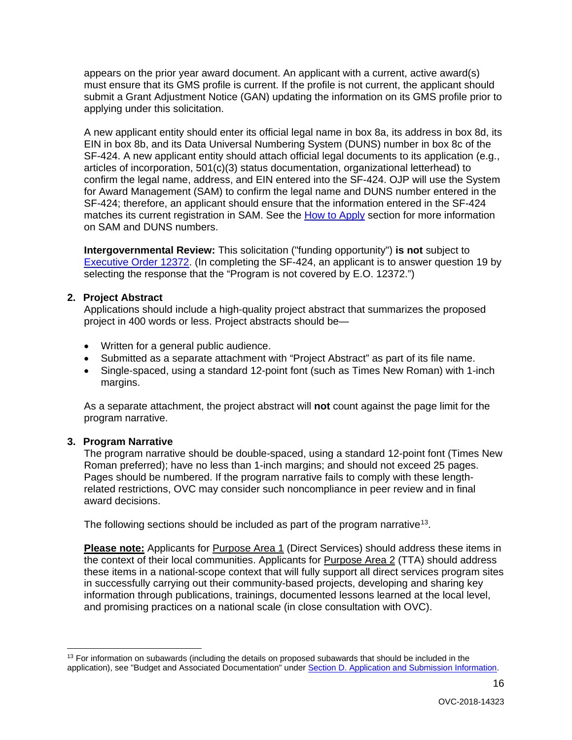appears on the prior year award document. An applicant with a current, active award(s) must ensure that its GMS profile is current. If the profile is not current, the applicant should submit a Grant Adjustment Notice (GAN) updating the information on its GMS profile prior to applying under this solicitation.

A new applicant entity should enter its official legal name in box 8a, its address in box 8d, its EIN in box 8b, and its Data Universal Numbering System (DUNS) number in box 8c of the SF-424. A new applicant entity should attach official legal documents to its application (e.g., articles of incorporation, 501(c)(3) status documentation, organizational letterhead) to confirm the legal name, address, and EIN entered into the SF-424. OJP will use the System for Award Management (SAM) to confirm the legal name and DUNS number entered in the SF-424; therefore, an applicant should ensure that the information entered in the SF-424 matches its current registration in SAM. See the How to Apply section for more information on SAM and DUNS numbers.

**Intergovernmental Review:** This solicitation ("funding opportunity") **is not** subject to Executive Order 12372. (In completing the SF-424, an applicant is to answer question 19 by selecting the response that the "Program is not covered by E.O. 12372.")

**2. Project Abstract**

Applications should include a high-quality project abstract that summarizes the proposed project in 400 words or less. Project abstracts should be—

- Written for a general public audience.
- Submitted as a separate attachment with "Project Abstract" as part of its file name.
- Single-spaced, using a standard 12-point font (such as Times New Roman) with 1-inch margins.

As a separate attachment, the project abstract will **not** count against the page limit for the program narrative.

**3. Program Narrative**

The program narrative should be double-spaced, using a standard 12-point font (Times New Roman preferred); have no less than 1-inch margins; and should not exceed 25 pages. Pages should be numbered. If the program narrative fails to comply with these length-related restrictions, OVC may consider such noncompliance in peer review and in final award decisions.

The following sections should be included as part of the program narrative[13].

**Please note:** Applicants for Purpose Area 1 (Direct Services) should address these items in the context of their local communities. Applicants for Purpose Area 2 (TTA) should address these items in a national-scope context that will fully support all direct services program sites in successfully carrying out their community-based projects, developing and sharing key information through publications, trainings, documented lessons learned at the local level, and promising practices on a national scale (in close consultation with OVC).

[13] For information on subawards (including the details on proposed subawards that should be included in the application), see "Budget and Associated Documentation" under Section D. Application and Submission Information.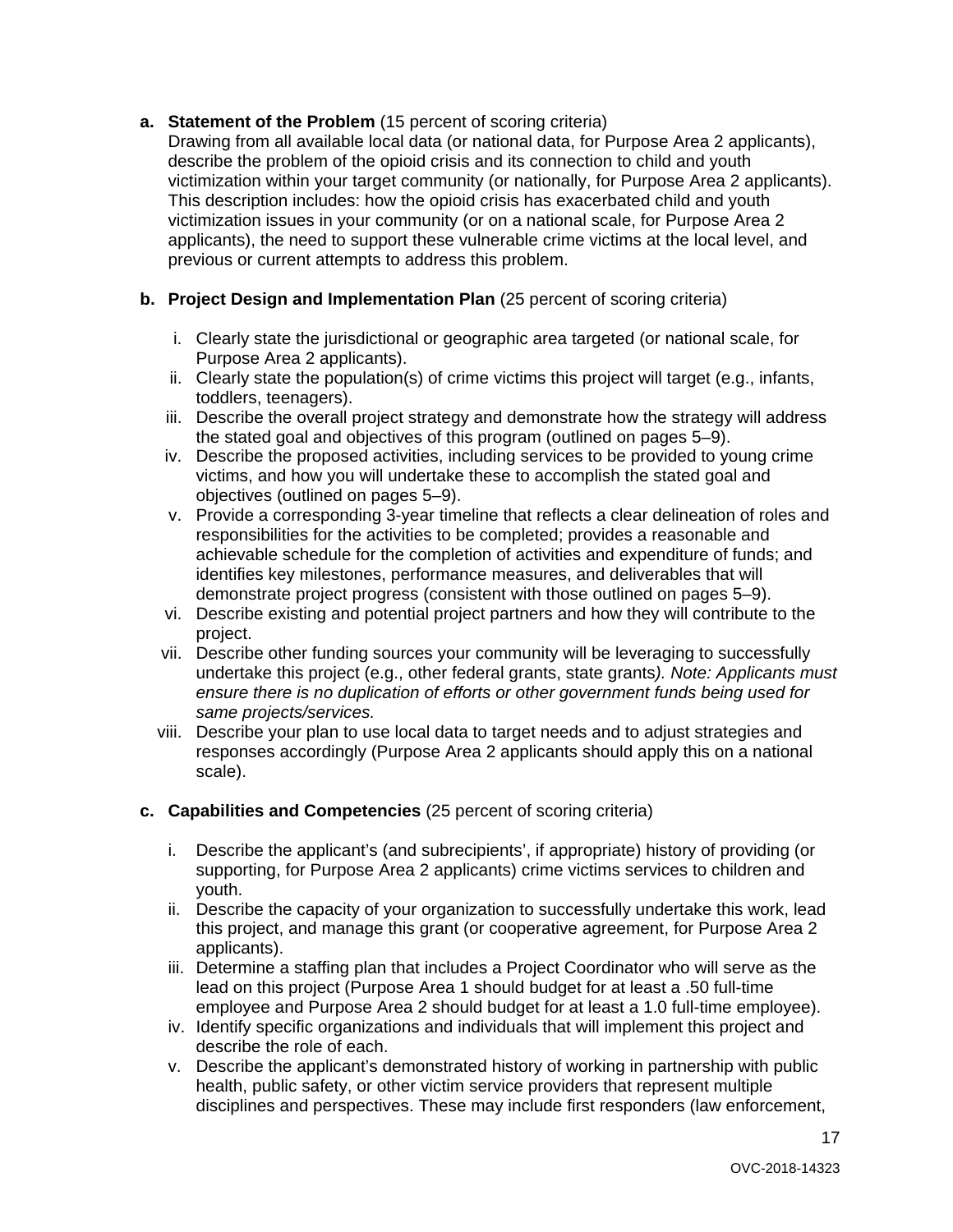a. **Statement of the Problem** (15 percent of scoring criteria)
   Drawing from all available local data (or national data, for Purpose Area 2 applicants), describe the problem of the opioid crisis and its connection to child and youth victimization within your target community (or nationally, for Purpose Area 2 applicants). This description includes: how the opioid crisis has exacerbated child and youth victimization issues in your community (or on a national scale, for Purpose Area 2 applicants), the need to support these vulnerable crime victims at the local level, and previous or current attempts to address this problem.

b. **Project Design and Implementation Plan** (25 percent of scoring criteria)

   i. Clearly state the jurisdictional or geographic area targeted (or national scale, for Purpose Area 2 applicants).
   ii. Clearly state the population(s) of crime victims this project will target (e.g., infants, toddlers, teenagers).
   iii. Describe the overall project strategy and demonstrate how the strategy will address the stated goal and objectives of this program (outlined on pages 5–9).
   iv. Describe the proposed activities, including services to be provided to young crime victims, and how you will undertake these to accomplish the stated goal and objectives (outlined on pages 5–9).
   v. Provide a corresponding 3-year timeline that reflects a clear delineation of roles and responsibilities for the activities to be completed; provides a reasonable and achievable schedule for the completion of activities and expenditure of funds; and identifies key milestones, performance measures, and deliverables that will demonstrate project progress (consistent with those outlined on pages 5–9).
   vi. Describe existing and potential project partners and how they will contribute to the project.
   vii. Describe other funding sources your community will be leveraging to successfully undertake this project (e.g., other federal grants, state grants*). Note: Applicants must ensure there is no duplication of efforts or other government funds being used for same projects/services.*
   viii. Describe your plan to use local data to target needs and to adjust strategies and responses accordingly (Purpose Area 2 applicants should apply this on a national scale).

c. **Capabilities and Competencies** (25 percent of scoring criteria)

   i. Describe the applicant's (and subrecipients', if appropriate) history of providing (or supporting, for Purpose Area 2 applicants) crime victims services to children and youth.
   ii. Describe the capacity of your organization to successfully undertake this work, lead this project, and manage this grant (or cooperative agreement, for Purpose Area 2 applicants).
   iii. Determine a staffing plan that includes a Project Coordinator who will serve as the lead on this project (Purpose Area 1 should budget for at least a .50 full-time employee and Purpose Area 2 should budget for at least a 1.0 full-time employee).
   iv. Identify specific organizations and individuals that will implement this project and describe the role of each.
   v. Describe the applicant's demonstrated history of working in partnership with public health, public safety, or other victim service providers that represent multiple disciplines and perspectives. These may include first responders (law enforcement,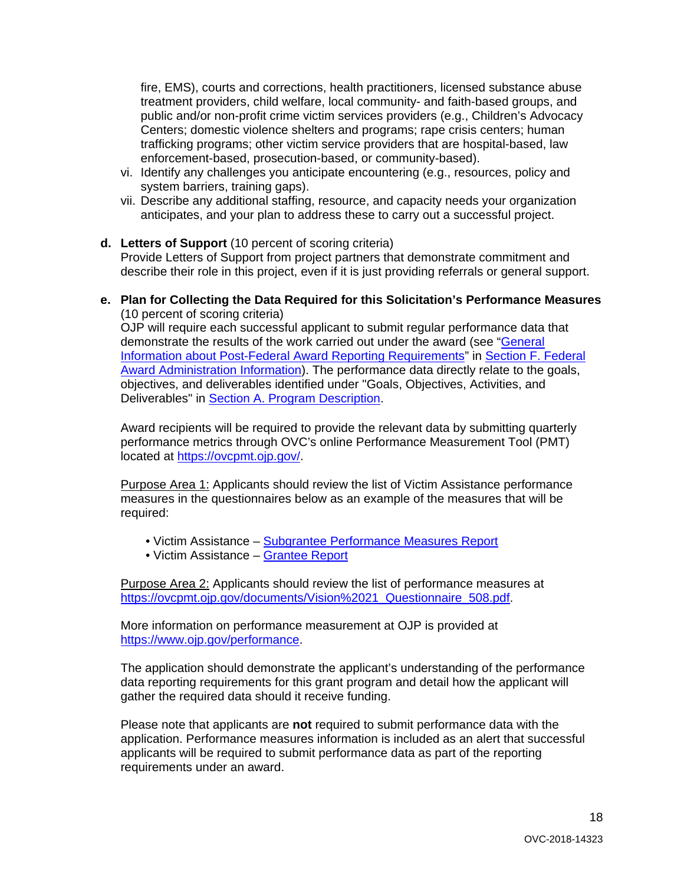fire, EMS), courts and corrections, health practitioners, licensed substance abuse treatment providers, child welfare, local community- and faith-based groups, and public and/or non-profit crime victim services providers (e.g., Children's Advocacy Centers; domestic violence shelters and programs; rape crisis centers; human trafficking programs; other victim service providers that are hospital-based, law enforcement-based, prosecution-based, or community-based).

vi. Identify any challenges you anticipate encountering (e.g., resources, policy and system barriers, training gaps).

vii. Describe any additional staffing, resource, and capacity needs your organization anticipates, and your plan to address these to carry out a successful project.

**d. Letters of Support** (10 percent of scoring criteria)
Provide Letters of Support from project partners that demonstrate commitment and describe their role in this project, even if it is just providing referrals or general support.

**e. Plan for Collecting the Data Required for this Solicitation's Performance Measures** (10 percent of scoring criteria)
OJP will require each successful applicant to submit regular performance data that demonstrate the results of the work carried out under the award (see "General Information about Post-Federal Award Reporting Requirements" in Section F. Federal Award Administration Information). The performance data directly relate to the goals, objectives, and deliverables identified under "Goals, Objectives, Activities, and Deliverables" in Section A. Program Description.

Award recipients will be required to provide the relevant data by submitting quarterly performance metrics through OVC's online Performance Measurement Tool (PMT) located at https://ovcpmt.ojp.gov/.

Purpose Area 1: Applicants should review the list of Victim Assistance performance measures in the questionnaires below as an example of the measures that will be required:

- Victim Assistance – Subgrantee Performance Measures Report
- Victim Assistance – Grantee Report

Purpose Area 2: Applicants should review the list of performance measures at https://ovcpmt.ojp.gov/documents/Vision%2021_Questionnaire_508.pdf.

More information on performance measurement at OJP is provided at https://www.ojp.gov/performance.

The application should demonstrate the applicant's understanding of the performance data reporting requirements for this grant program and detail how the applicant will gather the required data should it receive funding.

Please note that applicants are **not** required to submit performance data with the application. Performance measures information is included as an alert that successful applicants will be required to submit performance data as part of the reporting requirements under an award.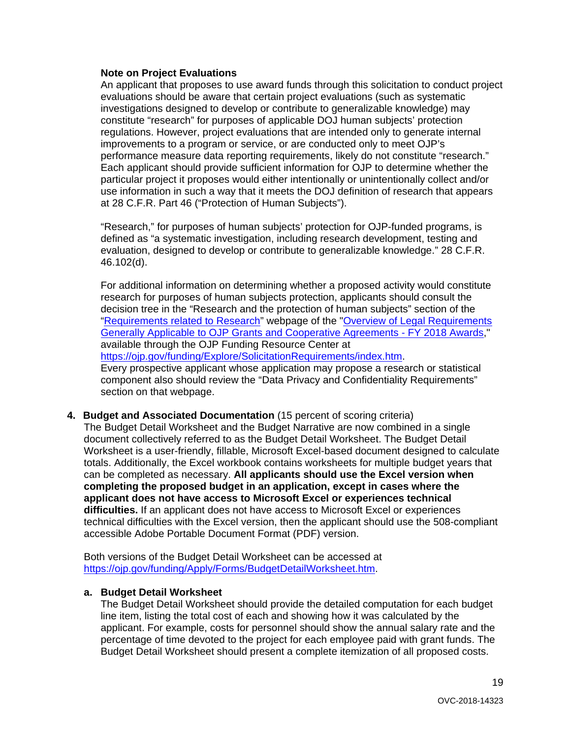**Note on Project Evaluations**

An applicant that proposes to use award funds through this solicitation to conduct project evaluations should be aware that certain project evaluations (such as systematic investigations designed to develop or contribute to generalizable knowledge) may constitute "research" for purposes of applicable DOJ human subjects' protection regulations. However, project evaluations that are intended only to generate internal improvements to a program or service, or are conducted only to meet OJP's performance measure data reporting requirements, likely do not constitute "research." Each applicant should provide sufficient information for OJP to determine whether the particular project it proposes would either intentionally or unintentionally collect and/or use information in such a way that it meets the DOJ definition of research that appears at 28 C.F.R. Part 46 ("Protection of Human Subjects").

"Research," for purposes of human subjects' protection for OJP-funded programs, is defined as "a systematic investigation, including research development, testing and evaluation, designed to develop or contribute to generalizable knowledge." 28 C.F.R. 46.102(d).

For additional information on determining whether a proposed activity would constitute research for purposes of human subjects protection, applicants should consult the decision tree in the "Research and the protection of human subjects" section of the "Requirements related to Research" webpage of the "Overview of Legal Requirements Generally Applicable to OJP Grants and Cooperative Agreements - FY 2018 Awards," available through the OJP Funding Resource Center at https://ojp.gov/funding/Explore/SolicitationRequirements/index.htm. Every prospective applicant whose application may propose a research or statistical component also should review the "Data Privacy and Confidentiality Requirements" section on that webpage.

4. **Budget and Associated Documentation** (15 percent of scoring criteria)

The Budget Detail Worksheet and the Budget Narrative are now combined in a single document collectively referred to as the Budget Detail Worksheet. The Budget Detail Worksheet is a user-friendly, fillable, Microsoft Excel-based document designed to calculate totals. Additionally, the Excel workbook contains worksheets for multiple budget years that can be completed as necessary. **All applicants should use the Excel version when completing the proposed budget in an application, except in cases where the applicant does not have access to Microsoft Excel or experiences technical difficulties.** If an applicant does not have access to Microsoft Excel or experiences technical difficulties with the Excel version, then the applicant should use the 508-compliant accessible Adobe Portable Document Format (PDF) version.

Both versions of the Budget Detail Worksheet can be accessed at https://ojp.gov/funding/Apply/Forms/BudgetDetailWorksheet.htm.

a. **Budget Detail Worksheet**

The Budget Detail Worksheet should provide the detailed computation for each budget line item, listing the total cost of each and showing how it was calculated by the applicant. For example, costs for personnel should show the annual salary rate and the percentage of time devoted to the project for each employee paid with grant funds. The Budget Detail Worksheet should present a complete itemization of all proposed costs.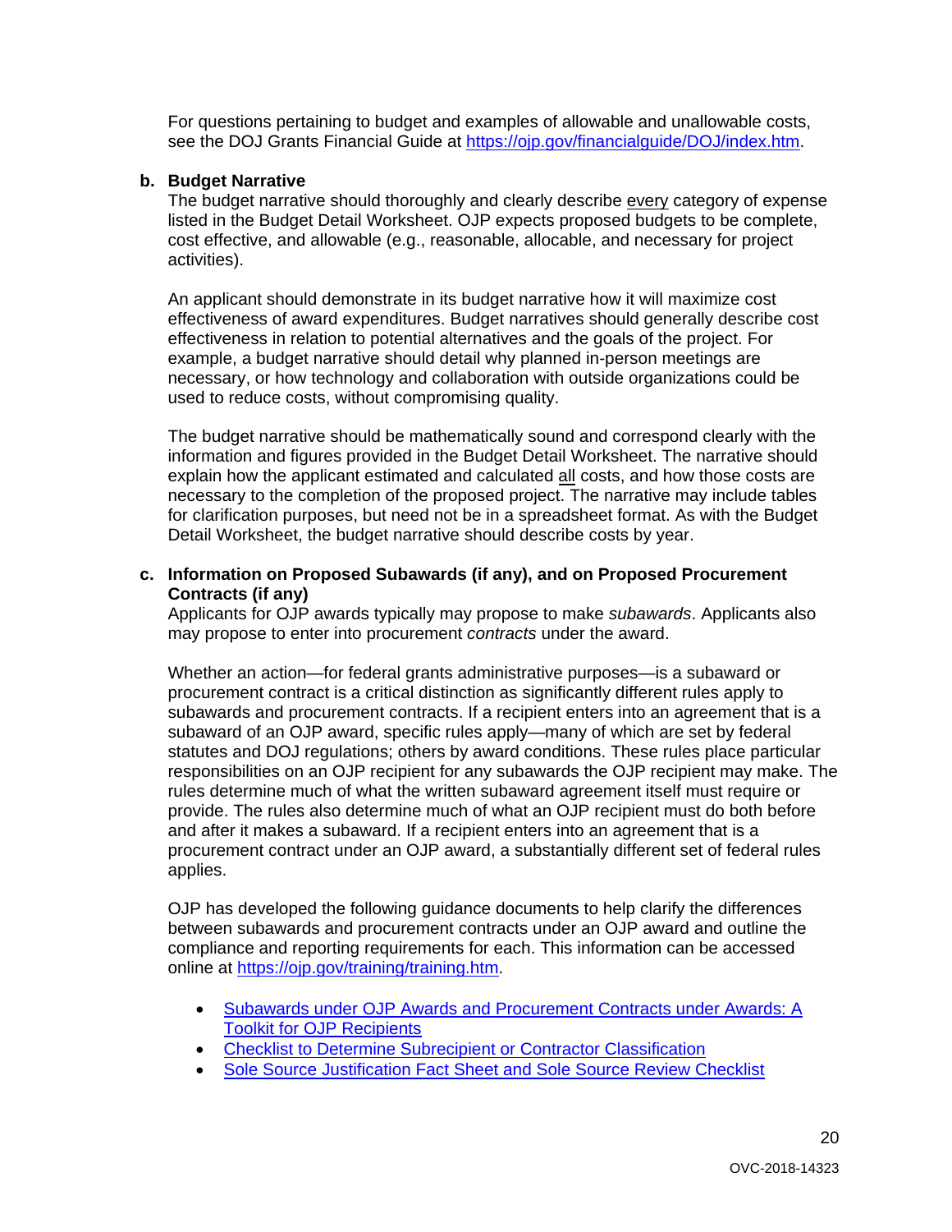For questions pertaining to budget and examples of allowable and unallowable costs, see the DOJ Grants Financial Guide at https://ojp.gov/financialguide/DOJ/index.htm.

**b. Budget Narrative**

The budget narrative should thoroughly and clearly describe every category of expense listed in the Budget Detail Worksheet. OJP expects proposed budgets to be complete, cost effective, and allowable (e.g., reasonable, allocable, and necessary for project activities).

An applicant should demonstrate in its budget narrative how it will maximize cost effectiveness of award expenditures. Budget narratives should generally describe cost effectiveness in relation to potential alternatives and the goals of the project. For example, a budget narrative should detail why planned in-person meetings are necessary, or how technology and collaboration with outside organizations could be used to reduce costs, without compromising quality.

The budget narrative should be mathematically sound and correspond clearly with the information and figures provided in the Budget Detail Worksheet. The narrative should explain how the applicant estimated and calculated all costs, and how those costs are necessary to the completion of the proposed project. The narrative may include tables for clarification purposes, but need not be in a spreadsheet format. As with the Budget Detail Worksheet, the budget narrative should describe costs by year.

**c. Information on Proposed Subawards (if any), and on Proposed Procurement Contracts (if any)**

Applicants for OJP awards typically may propose to make *subawards*. Applicants also may propose to enter into procurement *contracts* under the award.

Whether an action—for federal grants administrative purposes—is a subaward or procurement contract is a critical distinction as significantly different rules apply to subawards and procurement contracts. If a recipient enters into an agreement that is a subaward of an OJP award, specific rules apply—many of which are set by federal statutes and DOJ regulations; others by award conditions. These rules place particular responsibilities on an OJP recipient for any subawards the OJP recipient may make. The rules determine much of what the written subaward agreement itself must require or provide. The rules also determine much of what an OJP recipient must do both before and after it makes a subaward. If a recipient enters into an agreement that is a procurement contract under an OJP award, a substantially different set of federal rules applies.

OJP has developed the following guidance documents to help clarify the differences between subawards and procurement contracts under an OJP award and outline the compliance and reporting requirements for each. This information can be accessed online at https://ojp.gov/training/training.htm.

- Subawards under OJP Awards and Procurement Contracts under Awards: A Toolkit for OJP Recipients
- Checklist to Determine Subrecipient or Contractor Classification
- Sole Source Justification Fact Sheet and Sole Source Review Checklist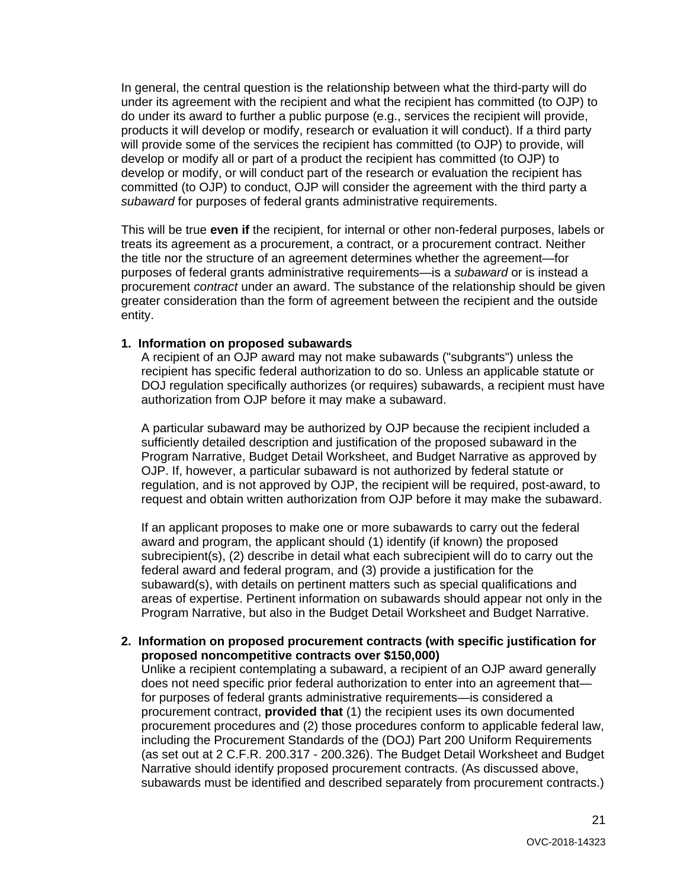In general, the central question is the relationship between what the third-party will do under its agreement with the recipient and what the recipient has committed (to OJP) to do under its award to further a public purpose (e.g., services the recipient will provide, products it will develop or modify, research or evaluation it will conduct). If a third party will provide some of the services the recipient has committed (to OJP) to provide, will develop or modify all or part of a product the recipient has committed (to OJP) to develop or modify, or will conduct part of the research or evaluation the recipient has committed (to OJP) to conduct, OJP will consider the agreement with the third party a *subaward* for purposes of federal grants administrative requirements.

This will be true **even if** the recipient, for internal or other non-federal purposes, labels or treats its agreement as a procurement, a contract, or a procurement contract. Neither the title nor the structure of an agreement determines whether the agreement—for purposes of federal grants administrative requirements—is a *subaward* or is instead a procurement *contract* under an award. The substance of the relationship should be given greater consideration than the form of agreement between the recipient and the outside entity.

**1. Information on proposed subawards**

A recipient of an OJP award may not make subawards ("subgrants") unless the recipient has specific federal authorization to do so. Unless an applicable statute or DOJ regulation specifically authorizes (or requires) subawards, a recipient must have authorization from OJP before it may make a subaward.

A particular subaward may be authorized by OJP because the recipient included a sufficiently detailed description and justification of the proposed subaward in the Program Narrative, Budget Detail Worksheet, and Budget Narrative as approved by OJP. If, however, a particular subaward is not authorized by federal statute or regulation, and is not approved by OJP, the recipient will be required, post-award, to request and obtain written authorization from OJP before it may make the subaward.

If an applicant proposes to make one or more subawards to carry out the federal award and program, the applicant should (1) identify (if known) the proposed subrecipient(s), (2) describe in detail what each subrecipient will do to carry out the federal award and federal program, and (3) provide a justification for the subaward(s), with details on pertinent matters such as special qualifications and areas of expertise. Pertinent information on subawards should appear not only in the Program Narrative, but also in the Budget Detail Worksheet and Budget Narrative.

**2. Information on proposed procurement contracts (with specific justification for proposed noncompetitive contracts over $150,000)**

Unlike a recipient contemplating a subaward, a recipient of an OJP award generally does not need specific prior federal authorization to enter into an agreement that—for purposes of federal grants administrative requirements—is considered a procurement contract, **provided that** (1) the recipient uses its own documented procurement procedures and (2) those procedures conform to applicable federal law, including the Procurement Standards of the (DOJ) Part 200 Uniform Requirements (as set out at 2 C.F.R. 200.317 - 200.326). The Budget Detail Worksheet and Budget Narrative should identify proposed procurement contracts. (As discussed above, subawards must be identified and described separately from procurement contracts.)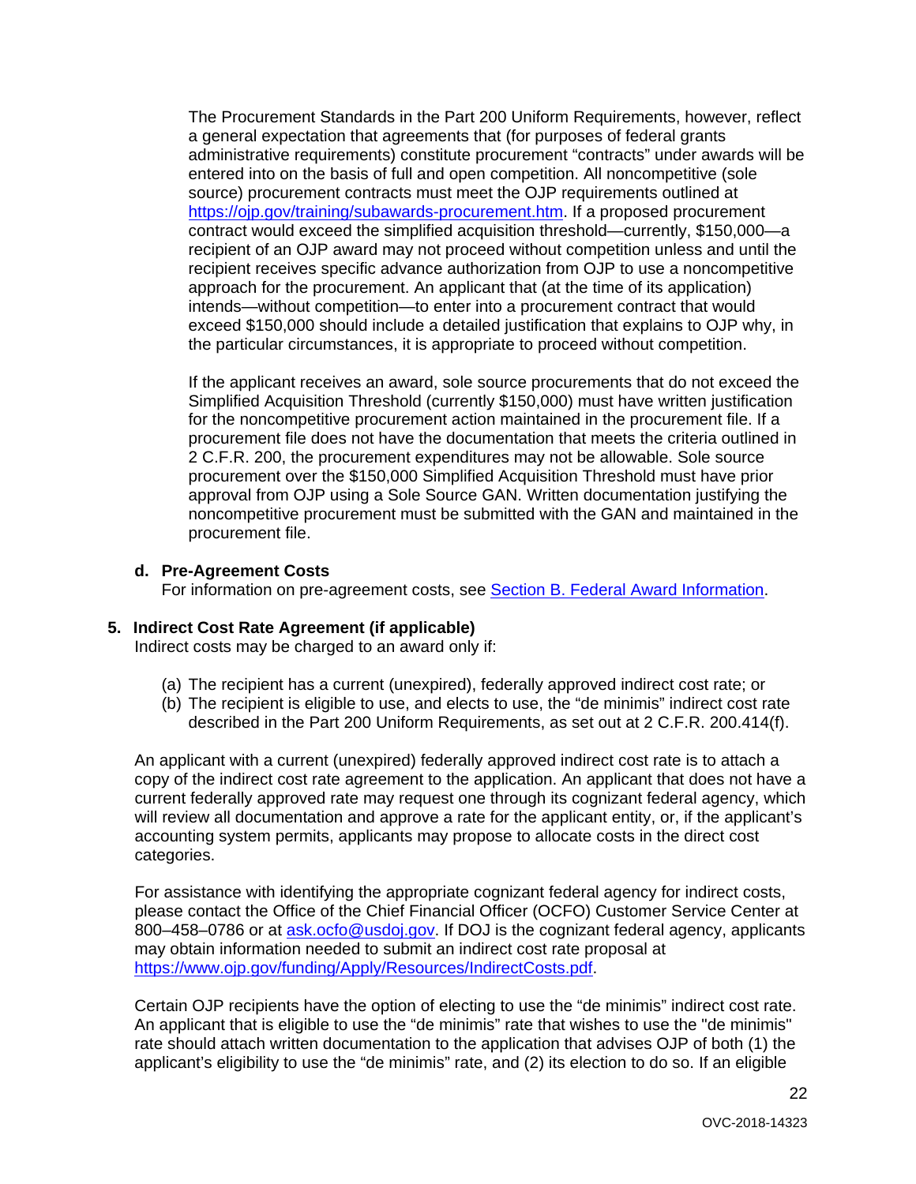The Procurement Standards in the Part 200 Uniform Requirements, however, reflect a general expectation that agreements that (for purposes of federal grants administrative requirements) constitute procurement "contracts" under awards will be entered into on the basis of full and open competition. All noncompetitive (sole source) procurement contracts must meet the OJP requirements outlined at https://ojp.gov/training/subawards-procurement.htm. If a proposed procurement contract would exceed the simplified acquisition threshold—currently, $150,000—a recipient of an OJP award may not proceed without competition unless and until the recipient receives specific advance authorization from OJP to use a noncompetitive approach for the procurement. An applicant that (at the time of its application) intends—without competition—to enter into a procurement contract that would exceed $150,000 should include a detailed justification that explains to OJP why, in the particular circumstances, it is appropriate to proceed without competition.

If the applicant receives an award, sole source procurements that do not exceed the Simplified Acquisition Threshold (currently $150,000) must have written justification for the noncompetitive procurement action maintained in the procurement file. If a procurement file does not have the documentation that meets the criteria outlined in 2 C.F.R. 200, the procurement expenditures may not be allowable. Sole source procurement over the $150,000 Simplified Acquisition Threshold must have prior approval from OJP using a Sole Source GAN. Written documentation justifying the noncompetitive procurement must be submitted with the GAN and maintained in the procurement file.

**d. Pre-Agreement Costs**

For information on pre-agreement costs, see Section B. Federal Award Information.

**5. Indirect Cost Rate Agreement (if applicable)**

Indirect costs may be charged to an award only if:

(a) The recipient has a current (unexpired), federally approved indirect cost rate; or
(b) The recipient is eligible to use, and elects to use, the "de minimis" indirect cost rate described in the Part 200 Uniform Requirements, as set out at 2 C.F.R. 200.414(f).

An applicant with a current (unexpired) federally approved indirect cost rate is to attach a copy of the indirect cost rate agreement to the application. An applicant that does not have a current federally approved rate may request one through its cognizant federal agency, which will review all documentation and approve a rate for the applicant entity, or, if the applicant's accounting system permits, applicants may propose to allocate costs in the direct cost categories.

For assistance with identifying the appropriate cognizant federal agency for indirect costs, please contact the Office of the Chief Financial Officer (OCFO) Customer Service Center at 800–458–0786 or at ask.ocfo@usdoj.gov. If DOJ is the cognizant federal agency, applicants may obtain information needed to submit an indirect cost rate proposal at https://www.ojp.gov/funding/Apply/Resources/IndirectCosts.pdf.

Certain OJP recipients have the option of electing to use the "de minimis" indirect cost rate. An applicant that is eligible to use the "de minimis" rate that wishes to use the "de minimis" rate should attach written documentation to the application that advises OJP of both (1) the applicant's eligibility to use the "de minimis" rate, and (2) its election to do so. If an eligible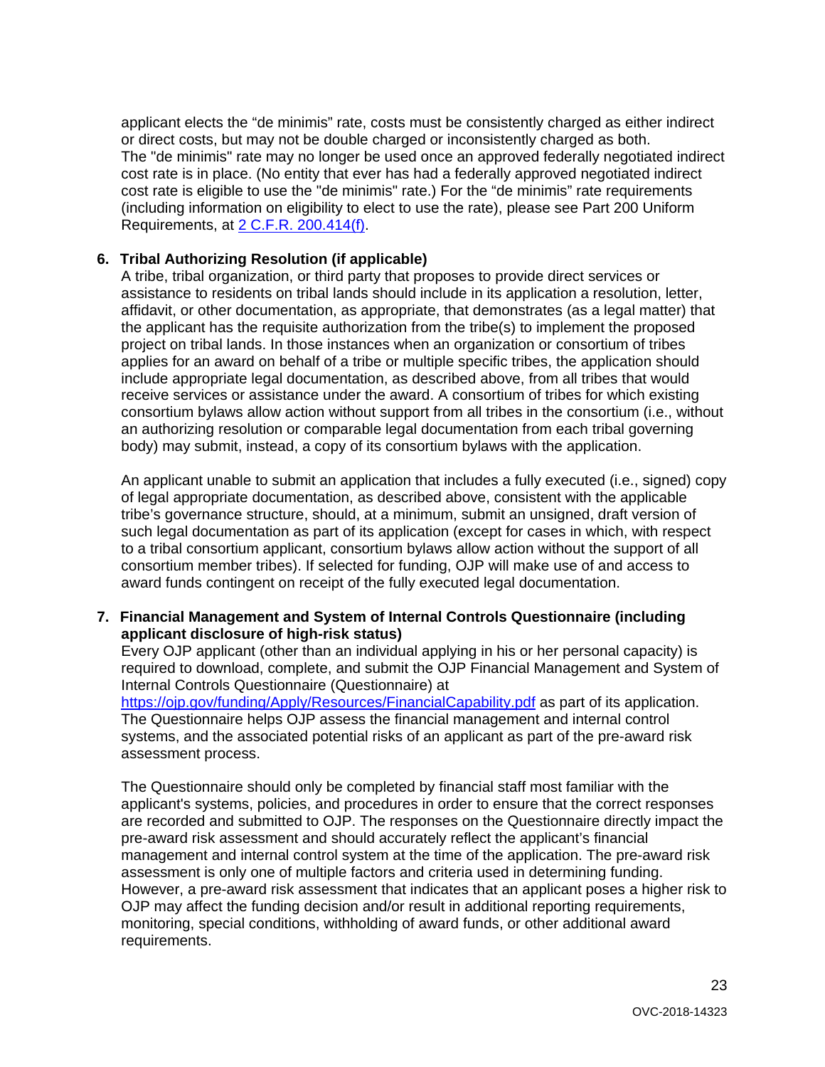applicant elects the “de minimis” rate, costs must be consistently charged as either indirect or direct costs, but may not be double charged or inconsistently charged as both. The "de minimis" rate may no longer be used once an approved federally negotiated indirect cost rate is in place. (No entity that ever has had a federally approved negotiated indirect cost rate is eligible to use the "de minimis" rate.) For the “de minimis” rate requirements (including information on eligibility to elect to use the rate), please see Part 200 Uniform Requirements, at [2 C.F.R. 200.414(f)](#).

**6. Tribal Authorizing Resolution (if applicable)**

A tribe, tribal organization, or third party that proposes to provide direct services or assistance to residents on tribal lands should include in its application a resolution, letter, affidavit, or other documentation, as appropriate, that demonstrates (as a legal matter) that the applicant has the requisite authorization from the tribe(s) to implement the proposed project on tribal lands. In those instances when an organization or consortium of tribes applies for an award on behalf of a tribe or multiple specific tribes, the application should include appropriate legal documentation, as described above, from all tribes that would receive services or assistance under the award. A consortium of tribes for which existing consortium bylaws allow action without support from all tribes in the consortium (i.e., without an authorizing resolution or comparable legal documentation from each tribal governing body) may submit, instead, a copy of its consortium bylaws with the application.

An applicant unable to submit an application that includes a fully executed (i.e., signed) copy of legal appropriate documentation, as described above, consistent with the applicable tribe’s governance structure, should, at a minimum, submit an unsigned, draft version of such legal documentation as part of its application (except for cases in which, with respect to a tribal consortium applicant, consortium bylaws allow action without the support of all consortium member tribes). If selected for funding, OJP will make use of and access to award funds contingent on receipt of the fully executed legal documentation.

**7. Financial Management and System of Internal Controls Questionnaire (including applicant disclosure of high-risk status)**

Every OJP applicant (other than an individual applying in his or her personal capacity) is required to download, complete, and submit the OJP Financial Management and System of Internal Controls Questionnaire (Questionnaire) at [https://ojp.gov/funding/Apply/Resources/FinancialCapability.pdf](https://ojp.gov/funding/Apply/Resources/FinancialCapability.pdf) as part of its application. The Questionnaire helps OJP assess the financial management and internal control systems, and the associated potential risks of an applicant as part of the pre-award risk assessment process.

The Questionnaire should only be completed by financial staff most familiar with the applicant's systems, policies, and procedures in order to ensure that the correct responses are recorded and submitted to OJP. The responses on the Questionnaire directly impact the pre-award risk assessment and should accurately reflect the applicant’s financial management and internal control system at the time of the application. The pre-award risk assessment is only one of multiple factors and criteria used in determining funding. However, a pre-award risk assessment that indicates that an applicant poses a higher risk to OJP may affect the funding decision and/or result in additional reporting requirements, monitoring, special conditions, withholding of award funds, or other additional award requirements.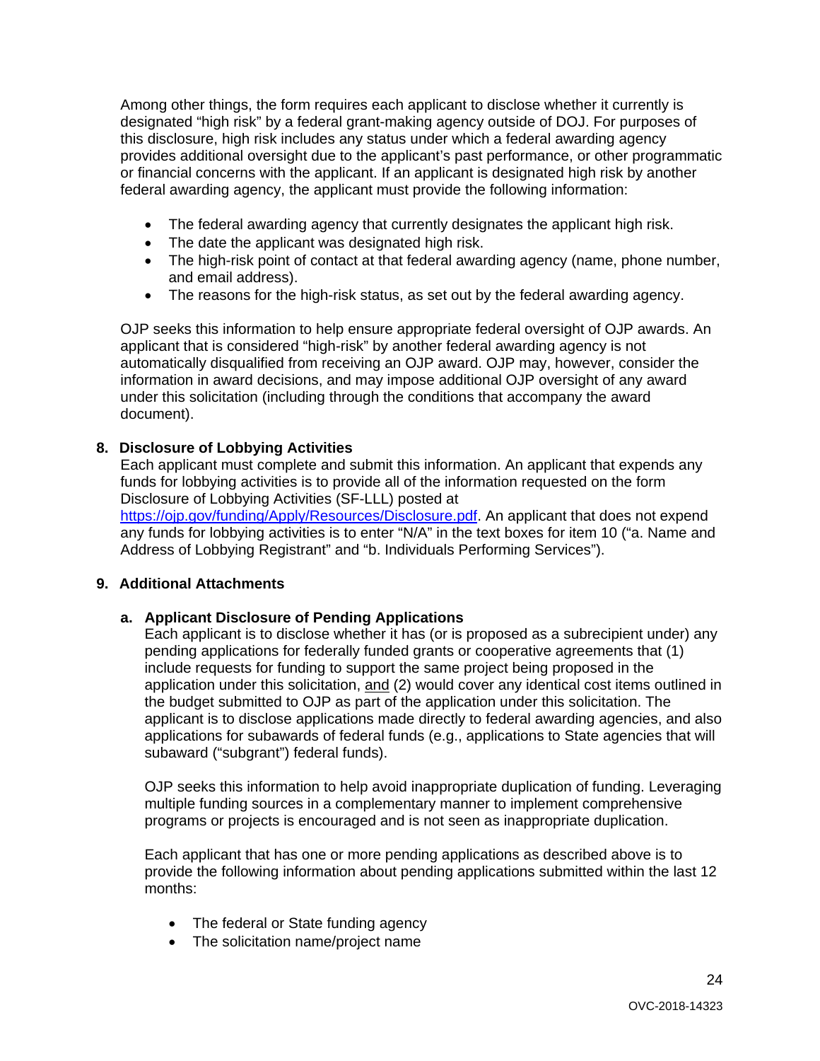Among other things, the form requires each applicant to disclose whether it currently is designated "high risk" by a federal grant-making agency outside of DOJ. For purposes of this disclosure, high risk includes any status under which a federal awarding agency provides additional oversight due to the applicant's past performance, or other programmatic or financial concerns with the applicant. If an applicant is designated high risk by another federal awarding agency, the applicant must provide the following information:

- The federal awarding agency that currently designates the applicant high risk.
- The date the applicant was designated high risk.
- The high-risk point of contact at that federal awarding agency (name, phone number, and email address).
- The reasons for the high-risk status, as set out by the federal awarding agency.

OJP seeks this information to help ensure appropriate federal oversight of OJP awards. An applicant that is considered "high-risk" by another federal awarding agency is not automatically disqualified from receiving an OJP award. OJP may, however, consider the information in award decisions, and may impose additional OJP oversight of any award under this solicitation (including through the conditions that accompany the award document).

**8. Disclosure of Lobbying Activities**

Each applicant must complete and submit this information. An applicant that expends any funds for lobbying activities is to provide all of the information requested on the form Disclosure of Lobbying Activities (SF-LLL) posted at [https://ojp.gov/funding/Apply/Resources/Disclosure.pdf](https://ojp.gov/funding/Apply/Resources/Disclosure.pdf). An applicant that does not expend any funds for lobbying activities is to enter "N/A" in the text boxes for item 10 ("a. Name and Address of Lobbying Registrant" and "b. Individuals Performing Services").

**9. Additional Attachments**

**a. Applicant Disclosure of Pending Applications**

Each applicant is to disclose whether it has (or is proposed as a subrecipient under) any pending applications for federally funded grants or cooperative agreements that (1) include requests for funding to support the same project being proposed in the application under this solicitation, and (2) would cover any identical cost items outlined in the budget submitted to OJP as part of the application under this solicitation. The applicant is to disclose applications made directly to federal awarding agencies, and also applications for subawards of federal funds (e.g., applications to State agencies that will subaward ("subgrant") federal funds).

OJP seeks this information to help avoid inappropriate duplication of funding. Leveraging multiple funding sources in a complementary manner to implement comprehensive programs or projects is encouraged and is not seen as inappropriate duplication.

Each applicant that has one or more pending applications as described above is to provide the following information about pending applications submitted within the last 12 months:

- The federal or State funding agency
- The solicitation name/project name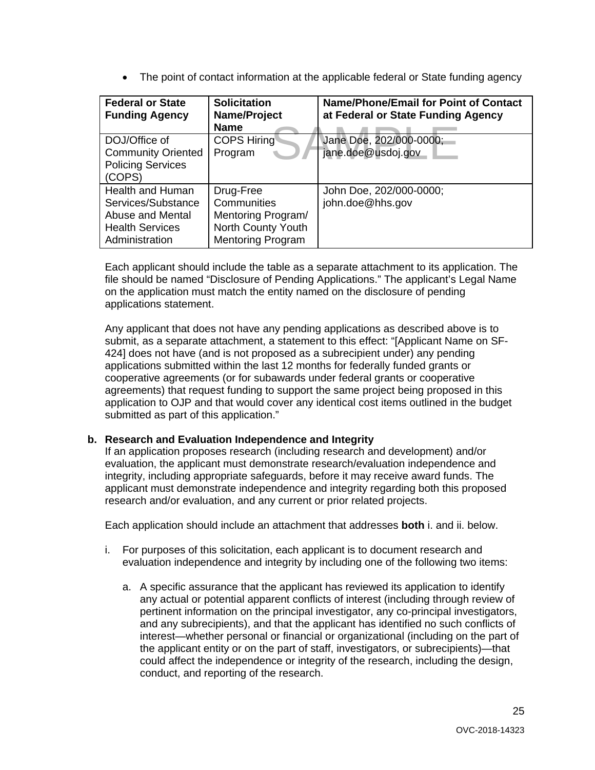- The point of contact information at the applicable federal or State funding agency

| Federal or State Funding Agency | Solicitation Name/Project Name | Name/Phone/Email for Point of Contact at Federal or State Funding Agency |
|---|---|---|
| DOJ/Office of Community Oriented Policing Services (COPS) | COPS Hiring Program | Jane Doe, 202/000-0000; jane.doe@usdoj.gov |
| Health and Human Services/Substance Abuse and Mental Health Services Administration | Drug-Free Communities Mentoring Program/ North County Youth Mentoring Program | John Doe, 202/000-0000; john.doe@hhs.gov |

SAMPLE

Each applicant should include the table as a separate attachment to its application. The file should be named "Disclosure of Pending Applications." The applicant's Legal Name on the application must match the entity named on the disclosure of pending applications statement.

Any applicant that does not have any pending applications as described above is to submit, as a separate attachment, a statement to this effect: "[Applicant Name on SF-424] does not have (and is not proposed as a subrecipient under) any pending applications submitted within the last 12 months for federally funded grants or cooperative agreements (or for subawards under federal grants or cooperative agreements) that request funding to support the same project being proposed in this application to OJP and that would cover any identical cost items outlined in the budget submitted as part of this application."

**b. Research and Evaluation Independence and Integrity**

If an application proposes research (including research and development) and/or evaluation, the applicant must demonstrate research/evaluation independence and integrity, including appropriate safeguards, before it may receive award funds. The applicant must demonstrate independence and integrity regarding both this proposed research and/or evaluation, and any current or prior related projects.

Each application should include an attachment that addresses **both** i. and ii. below.

i. For purposes of this solicitation, each applicant is to document research and evaluation independence and integrity by including one of the following two items:

   a. A specific assurance that the applicant has reviewed its application to identify any actual or potential apparent conflicts of interest (including through review of pertinent information on the principal investigator, any co-principal investigators, and any subrecipients), and that the applicant has identified no such conflicts of interest—whether personal or financial or organizational (including on the part of the applicant entity or on the part of staff, investigators, or subrecipients)—that could affect the independence or integrity of the research, including the design, conduct, and reporting of the research.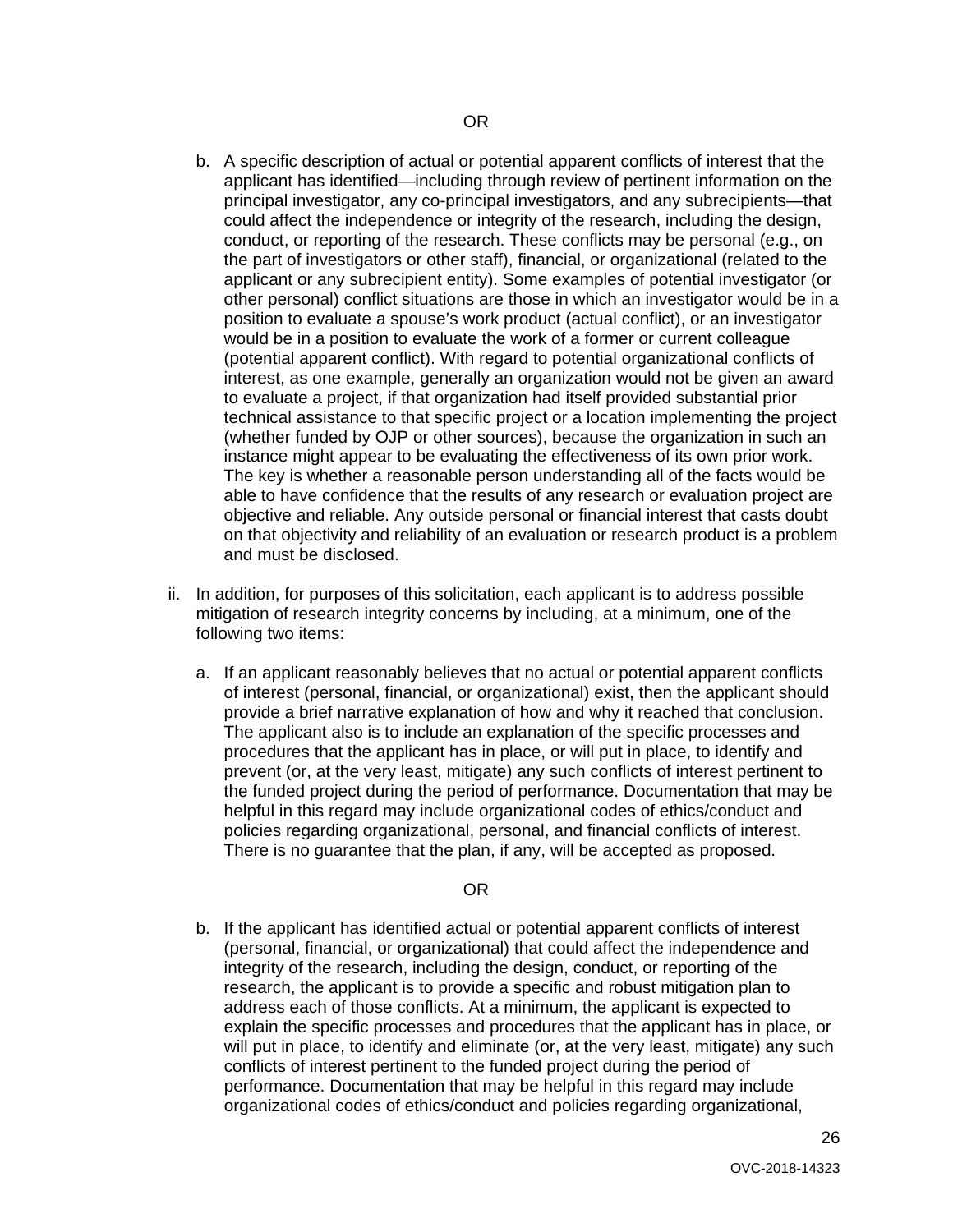OR

b. A specific description of actual or potential apparent conflicts of interest that the applicant has identified—including through review of pertinent information on the principal investigator, any co-principal investigators, and any subrecipients—that could affect the independence or integrity of the research, including the design, conduct, or reporting of the research. These conflicts may be personal (e.g., on the part of investigators or other staff), financial, or organizational (related to the applicant or any subrecipient entity). Some examples of potential investigator (or other personal) conflict situations are those in which an investigator would be in a position to evaluate a spouse's work product (actual conflict), or an investigator would be in a position to evaluate the work of a former or current colleague (potential apparent conflict). With regard to potential organizational conflicts of interest, as one example, generally an organization would not be given an award to evaluate a project, if that organization had itself provided substantial prior technical assistance to that specific project or a location implementing the project (whether funded by OJP or other sources), because the organization in such an instance might appear to be evaluating the effectiveness of its own prior work. The key is whether a reasonable person understanding all of the facts would be able to have confidence that the results of any research or evaluation project are objective and reliable. Any outside personal or financial interest that casts doubt on that objectivity and reliability of an evaluation or research product is a problem and must be disclosed.

ii. In addition, for purposes of this solicitation, each applicant is to address possible mitigation of research integrity concerns by including, at a minimum, one of the following two items:

a. If an applicant reasonably believes that no actual or potential apparent conflicts of interest (personal, financial, or organizational) exist, then the applicant should provide a brief narrative explanation of how and why it reached that conclusion. The applicant also is to include an explanation of the specific processes and procedures that the applicant has in place, or will put in place, to identify and prevent (or, at the very least, mitigate) any such conflicts of interest pertinent to the funded project during the period of performance. Documentation that may be helpful in this regard may include organizational codes of ethics/conduct and policies regarding organizational, personal, and financial conflicts of interest. There is no guarantee that the plan, if any, will be accepted as proposed.

OR

b. If the applicant has identified actual or potential apparent conflicts of interest (personal, financial, or organizational) that could affect the independence and integrity of the research, including the design, conduct, or reporting of the research, the applicant is to provide a specific and robust mitigation plan to address each of those conflicts. At a minimum, the applicant is expected to explain the specific processes and procedures that the applicant has in place, or will put in place, to identify and eliminate (or, at the very least, mitigate) any such conflicts of interest pertinent to the funded project during the period of performance. Documentation that may be helpful in this regard may include organizational codes of ethics/conduct and policies regarding organizational,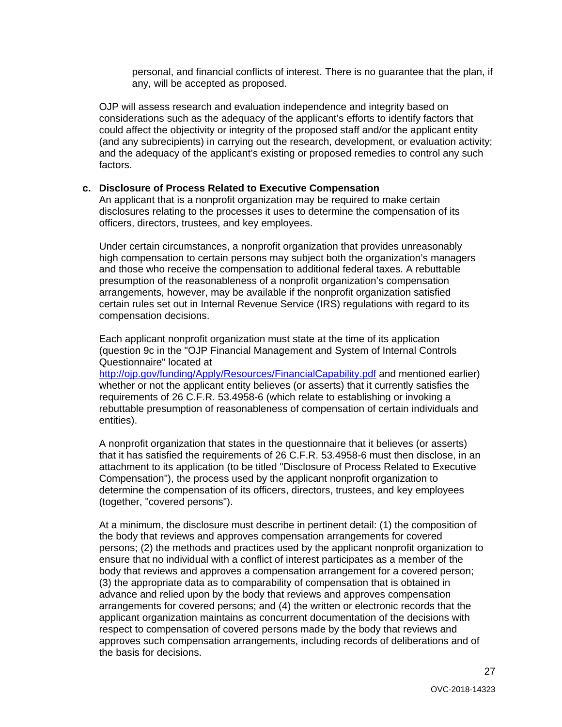personal, and financial conflicts of interest. There is no guarantee that the plan, if any, will be accepted as proposed.

OJP will assess research and evaluation independence and integrity based on considerations such as the adequacy of the applicant's efforts to identify factors that could affect the objectivity or integrity of the proposed staff and/or the applicant entity (and any subrecipients) in carrying out the research, development, or evaluation activity; and the adequacy of the applicant's existing or proposed remedies to control any such factors.

**c. Disclosure of Process Related to Executive Compensation**

An applicant that is a nonprofit organization may be required to make certain disclosures relating to the processes it uses to determine the compensation of its officers, directors, trustees, and key employees.

Under certain circumstances, a nonprofit organization that provides unreasonably high compensation to certain persons may subject both the organization's managers and those who receive the compensation to additional federal taxes. A rebuttable presumption of the reasonableness of a nonprofit organization's compensation arrangements, however, may be available if the nonprofit organization satisfied certain rules set out in Internal Revenue Service (IRS) regulations with regard to its compensation decisions.

Each applicant nonprofit organization must state at the time of its application (question 9c in the "OJP Financial Management and System of Internal Controls Questionnaire" located at http://ojp.gov/funding/Apply/Resources/FinancialCapability.pdf and mentioned earlier) whether or not the applicant entity believes (or asserts) that it currently satisfies the requirements of 26 C.F.R. 53.4958-6 (which relate to establishing or invoking a rebuttable presumption of reasonableness of compensation of certain individuals and entities).

A nonprofit organization that states in the questionnaire that it believes (or asserts) that it has satisfied the requirements of 26 C.F.R. 53.4958-6 must then disclose, in an attachment to its application (to be titled "Disclosure of Process Related to Executive Compensation"), the process used by the applicant nonprofit organization to determine the compensation of its officers, directors, trustees, and key employees (together, "covered persons").

At a minimum, the disclosure must describe in pertinent detail: (1) the composition of the body that reviews and approves compensation arrangements for covered persons; (2) the methods and practices used by the applicant nonprofit organization to ensure that no individual with a conflict of interest participates as a member of the body that reviews and approves a compensation arrangement for a covered person; (3) the appropriate data as to comparability of compensation that is obtained in advance and relied upon by the body that reviews and approves compensation arrangements for covered persons; and (4) the written or electronic records that the applicant organization maintains as concurrent documentation of the decisions with respect to compensation of covered persons made by the body that reviews and approves such compensation arrangements, including records of deliberations and of the basis for decisions.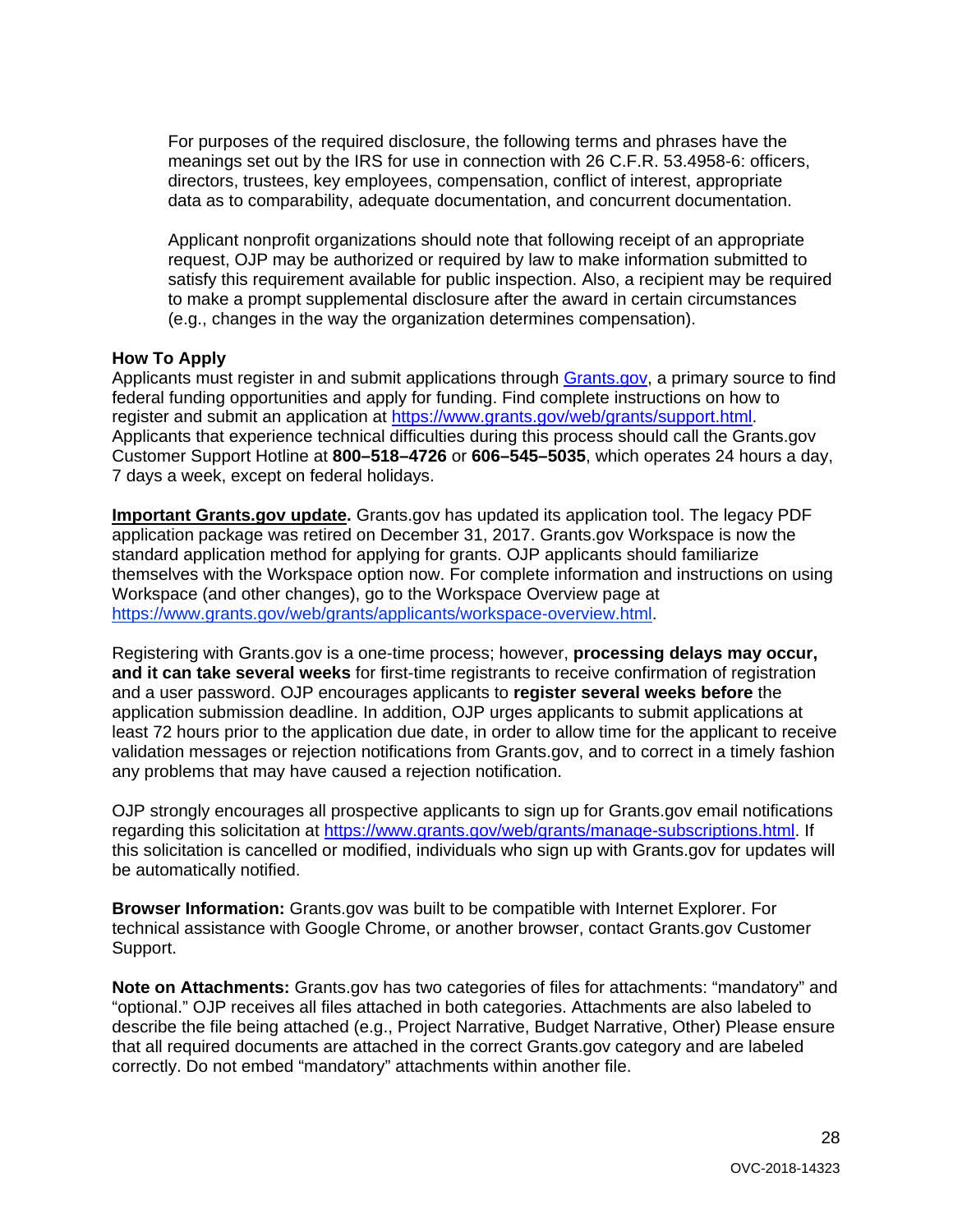For purposes of the required disclosure, the following terms and phrases have the meanings set out by the IRS for use in connection with 26 C.F.R. 53.4958-6: officers, directors, trustees, key employees, compensation, conflict of interest, appropriate data as to comparability, adequate documentation, and concurrent documentation.

Applicant nonprofit organizations should note that following receipt of an appropriate request, OJP may be authorized or required by law to make information submitted to satisfy this requirement available for public inspection. Also, a recipient may be required to make a prompt supplemental disclosure after the award in certain circumstances (e.g., changes in the way the organization determines compensation).

**How To Apply**

Applicants must register in and submit applications through [Grants.gov](https://www.grants.gov), a primary source to find federal funding opportunities and apply for funding. Find complete instructions on how to register and submit an application at https://www.grants.gov/web/grants/support.html. Applicants that experience technical difficulties during this process should call the Grants.gov Customer Support Hotline at **800–518–4726** or **606–545–5035**, which operates 24 hours a day, 7 days a week, except on federal holidays.

**Important Grants.gov update.** Grants.gov has updated its application tool. The legacy PDF application package was retired on December 31, 2017. Grants.gov Workspace is now the standard application method for applying for grants. OJP applicants should familiarize themselves with the Workspace option now. For complete information and instructions on using Workspace (and other changes), go to the Workspace Overview page at https://www.grants.gov/web/grants/applicants/workspace-overview.html.

Registering with Grants.gov is a one-time process; however, **processing delays may occur, and it can take several weeks** for first-time registrants to receive confirmation of registration and a user password. OJP encourages applicants to **register several weeks before** the application submission deadline. In addition, OJP urges applicants to submit applications at least 72 hours prior to the application due date, in order to allow time for the applicant to receive validation messages or rejection notifications from Grants.gov, and to correct in a timely fashion any problems that may have caused a rejection notification.

OJP strongly encourages all prospective applicants to sign up for Grants.gov email notifications regarding this solicitation at https://www.grants.gov/web/grants/manage-subscriptions.html. If this solicitation is cancelled or modified, individuals who sign up with Grants.gov for updates will be automatically notified.

**Browser Information:** Grants.gov was built to be compatible with Internet Explorer. For technical assistance with Google Chrome, or another browser, contact Grants.gov Customer Support.

**Note on Attachments:** Grants.gov has two categories of files for attachments: "mandatory" and "optional." OJP receives all files attached in both categories. Attachments are also labeled to describe the file being attached (e.g., Project Narrative, Budget Narrative, Other) Please ensure that all required documents are attached in the correct Grants.gov category and are labeled correctly. Do not embed "mandatory" attachments within another file.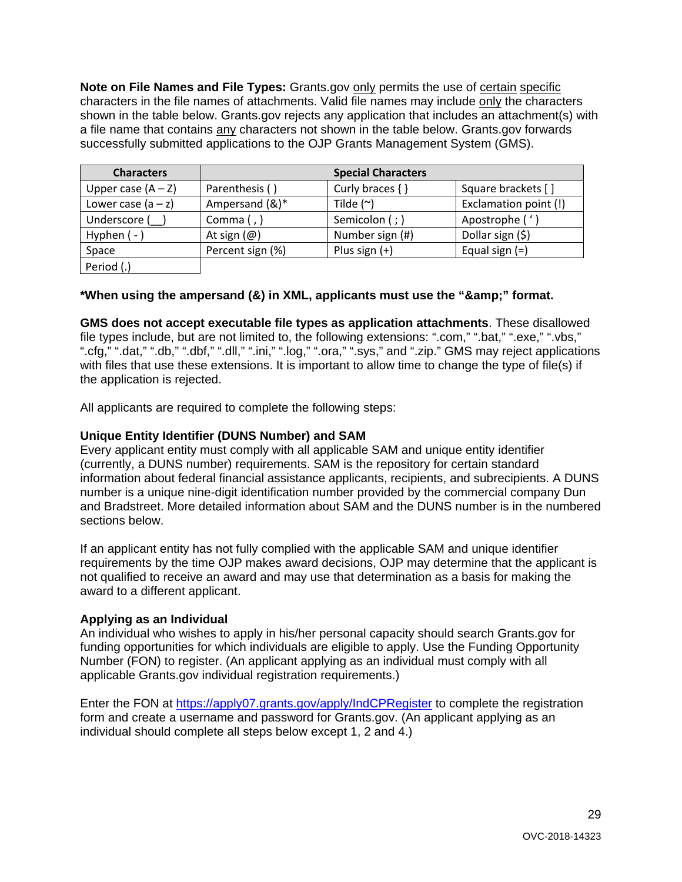**Note on File Names and File Types:** Grants.gov only permits the use of certain specific characters in the file names of attachments. Valid file names may include only the characters shown in the table below. Grants.gov rejects any application that includes an attachment(s) with a file name that contains any characters not shown in the table below. Grants.gov forwards successfully submitted applications to the OJP Grants Management System (GMS).

| Characters | Special Characters | | |
|---|---|---|---|
| Upper case (A – Z) | Parenthesis ( ) | Curly braces { } | Square brackets [ ] |
| Lower case (a – z) | Ampersand (&)* | Tilde (~) | Exclamation point (!) |
| Underscore (__) | Comma ( , ) | Semicolon ( ; ) | Apostrophe ( ' ) |
| Hyphen ( - ) | At sign (@) | Number sign (#) | Dollar sign ($) |
| Space | Percent sign (%) | Plus sign (+) | Equal sign (=) |
| Period (.) | | | |

**\*When using the ampersand (&) in XML, applicants must use the "&amp;" format.**

**GMS does not accept executable file types as application attachments**. These disallowed file types include, but are not limited to, the following extensions: ".com," ".bat," ".exe," ".vbs," ".cfg," ".dat," ".db," ".dbf," ".dll," ".ini," ".log," ".ora," ".sys," and ".zip." GMS may reject applications with files that use these extensions. It is important to allow time to change the type of file(s) if the application is rejected.

All applicants are required to complete the following steps:

**Unique Entity Identifier (DUNS Number) and SAM**

Every applicant entity must comply with all applicable SAM and unique entity identifier (currently, a DUNS number) requirements. SAM is the repository for certain standard information about federal financial assistance applicants, recipients, and subrecipients. A DUNS number is a unique nine-digit identification number provided by the commercial company Dun and Bradstreet. More detailed information about SAM and the DUNS number is in the numbered sections below.

If an applicant entity has not fully complied with the applicable SAM and unique identifier requirements by the time OJP makes award decisions, OJP may determine that the applicant is not qualified to receive an award and may use that determination as a basis for making the award to a different applicant.

**Applying as an Individual**

An individual who wishes to apply in his/her personal capacity should search Grants.gov for funding opportunities for which individuals are eligible to apply. Use the Funding Opportunity Number (FON) to register. (An applicant applying as an individual must comply with all applicable Grants.gov individual registration requirements.)

Enter the FON at https://apply07.grants.gov/apply/IndCPRegister to complete the registration form and create a username and password for Grants.gov. (An applicant applying as an individual should complete all steps below except 1, 2 and 4.)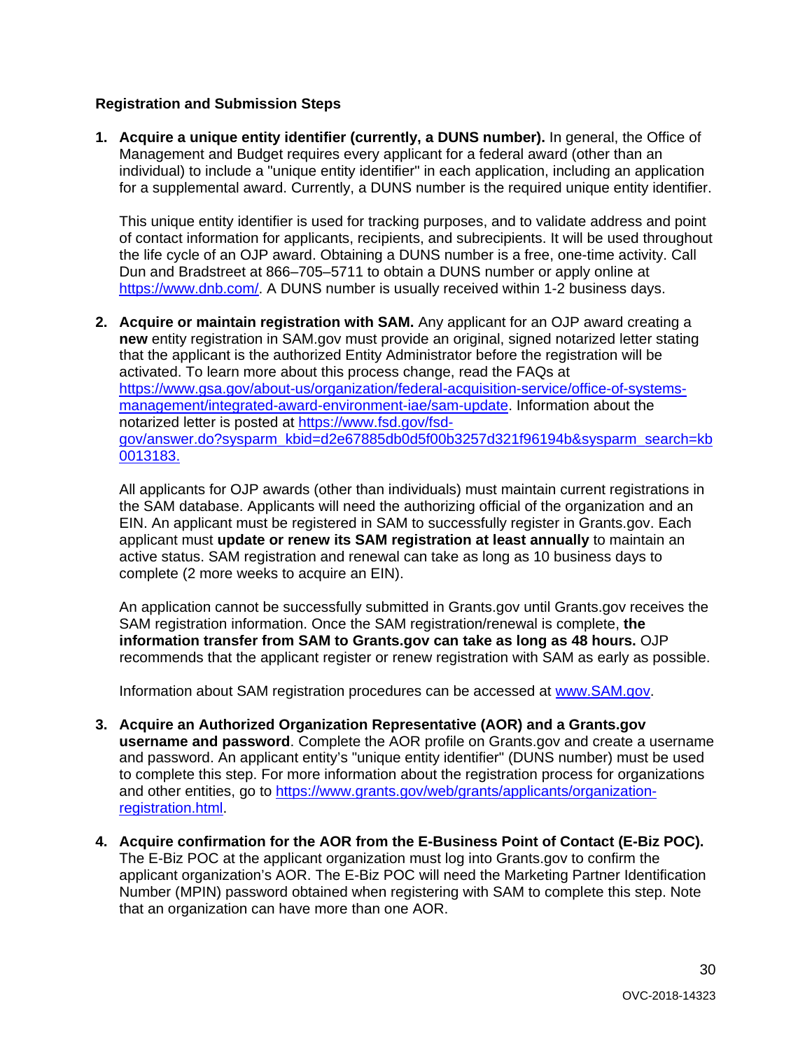**Registration and Submission Steps**

1. **Acquire a unique entity identifier (currently, a DUNS number).** In general, the Office of Management and Budget requires every applicant for a federal award (other than an individual) to include a "unique entity identifier" in each application, including an application for a supplemental award. Currently, a DUNS number is the required unique entity identifier.

   This unique entity identifier is used for tracking purposes, and to validate address and point of contact information for applicants, recipients, and subrecipients. It will be used throughout the life cycle of an OJP award. Obtaining a DUNS number is a free, one-time activity. Call Dun and Bradstreet at 866–705–5711 to obtain a DUNS number or apply online at [https://www.dnb.com/](https://www.dnb.com/). A DUNS number is usually received within 1-2 business days.

2. **Acquire or maintain registration with SAM.** Any applicant for an OJP award creating a **new** entity registration in SAM.gov must provide an original, signed notarized letter stating that the applicant is the authorized Entity Administrator before the registration will be activated. To learn more about this process change, read the FAQs at [https://www.gsa.gov/about-us/organization/federal-acquisition-service/office-of-systems-management/integrated-award-environment-iae/sam-update](https://www.gsa.gov/about-us/organization/federal-acquisition-service/office-of-systems-management/integrated-award-environment-iae/sam-update). Information about the notarized letter is posted at [https://www.fsd.gov/fsd-gov/answer.do?sysparm_kbid=d2e67885db0d5f00b3257d321f96194b&sysparm_search=kb0013183.](https://www.fsd.gov/fsd-gov/answer.do?sysparm_kbid=d2e67885db0d5f00b3257d321f96194b&sysparm_search=kb0013183)

   All applicants for OJP awards (other than individuals) must maintain current registrations in the SAM database. Applicants will need the authorizing official of the organization and an EIN. An applicant must be registered in SAM to successfully register in Grants.gov. Each applicant must **update or renew its SAM registration at least annually** to maintain an active status. SAM registration and renewal can take as long as 10 business days to complete (2 more weeks to acquire an EIN).

   An application cannot be successfully submitted in Grants.gov until Grants.gov receives the SAM registration information. Once the SAM registration/renewal is complete, **the information transfer from SAM to Grants.gov can take as long as 48 hours.** OJP recommends that the applicant register or renew registration with SAM as early as possible.

   Information about SAM registration procedures can be accessed at [www.SAM.gov](www.SAM.gov).

3. **Acquire an Authorized Organization Representative (AOR) and a Grants.gov username and password**. Complete the AOR profile on Grants.gov and create a username and password. An applicant entity's "unique entity identifier" (DUNS number) must be used to complete this step. For more information about the registration process for organizations and other entities, go to [https://www.grants.gov/web/grants/applicants/organization-registration.html](https://www.grants.gov/web/grants/applicants/organization-registration.html).

4. **Acquire confirmation for the AOR from the E-Business Point of Contact (E-Biz POC).** The E-Biz POC at the applicant organization must log into Grants.gov to confirm the applicant organization's AOR. The E-Biz POC will need the Marketing Partner Identification Number (MPIN) password obtained when registering with SAM to complete this step. Note that an organization can have more than one AOR.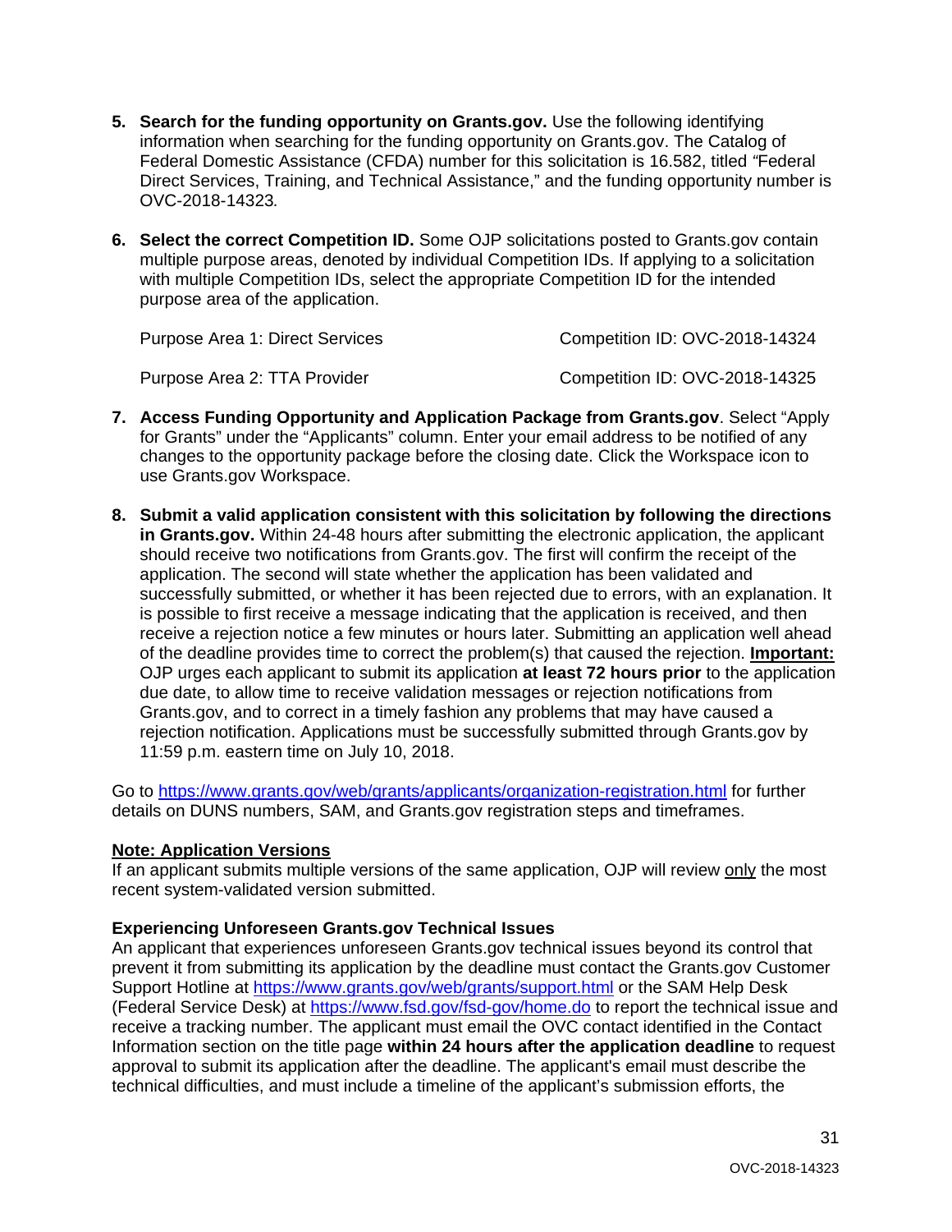5. **Search for the funding opportunity on Grants.gov.** Use the following identifying information when searching for the funding opportunity on Grants.gov. The Catalog of Federal Domestic Assistance (CFDA) number for this solicitation is 16.582, titled "Federal Direct Services, Training, and Technical Assistance," and the funding opportunity number is OVC-2018-14323.

6. **Select the correct Competition ID.** Some OJP solicitations posted to Grants.gov contain multiple purpose areas, denoted by individual Competition IDs. If applying to a solicitation with multiple Competition IDs, select the appropriate Competition ID for the intended purpose area of the application.

   | Purpose Area | Competition ID |
   |---|---|
   | Purpose Area 1: Direct Services | Competition ID: OVC-2018-14324 |
   | Purpose Area 2: TTA Provider | Competition ID: OVC-2018-14325 |

7. **Access Funding Opportunity and Application Package from Grants.gov**. Select "Apply for Grants" under the "Applicants" column. Enter your email address to be notified of any changes to the opportunity package before the closing date. Click the Workspace icon to use Grants.gov Workspace.

8. **Submit a valid application consistent with this solicitation by following the directions in Grants.gov.** Within 24-48 hours after submitting the electronic application, the applicant should receive two notifications from Grants.gov. The first will confirm the receipt of the application. The second will state whether the application has been validated and successfully submitted, or whether it has been rejected due to errors, with an explanation. It is possible to first receive a message indicating that the application is received, and then receive a rejection notice a few minutes or hours later. Submitting an application well ahead of the deadline provides time to correct the problem(s) that caused the rejection. **Important:** OJP urges each applicant to submit its application **at least 72 hours prior** to the application due date, to allow time to receive validation messages or rejection notifications from Grants.gov, and to correct in a timely fashion any problems that may have caused a rejection notification. Applications must be successfully submitted through Grants.gov by 11:59 p.m. eastern time on July 10, 2018.

Go to https://www.grants.gov/web/grants/applicants/organization-registration.html for further details on DUNS numbers, SAM, and Grants.gov registration steps and timeframes.

**Note: Application Versions**
If an applicant submits multiple versions of the same application, OJP will review only the most recent system-validated version submitted.

**Experiencing Unforeseen Grants.gov Technical Issues**
An applicant that experiences unforeseen Grants.gov technical issues beyond its control that prevent it from submitting its application by the deadline must contact the Grants.gov Customer Support Hotline at https://www.grants.gov/web/grants/support.html or the SAM Help Desk (Federal Service Desk) at https://www.fsd.gov/fsd-gov/home.do to report the technical issue and receive a tracking number. The applicant must email the OVC contact identified in the Contact Information section on the title page **within 24 hours after the application deadline** to request approval to submit its application after the deadline. The applicant's email must describe the technical difficulties, and must include a timeline of the applicant's submission efforts, the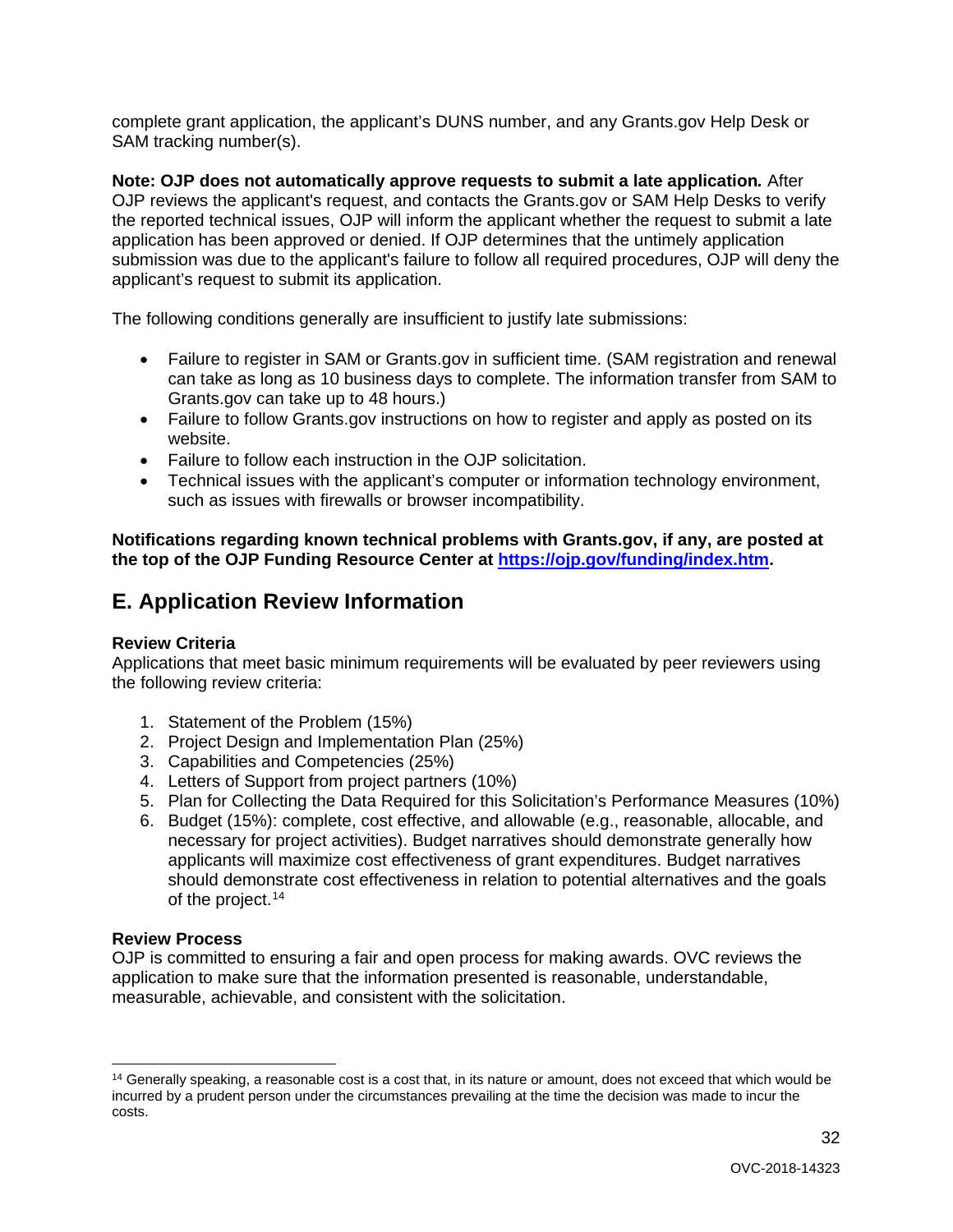complete grant application, the applicant's DUNS number, and any Grants.gov Help Desk or SAM tracking number(s).

**Note: OJP does not automatically approve requests to submit a late application.** After OJP reviews the applicant's request, and contacts the Grants.gov or SAM Help Desks to verify the reported technical issues, OJP will inform the applicant whether the request to submit a late application has been approved or denied. If OJP determines that the untimely application submission was due to the applicant's failure to follow all required procedures, OJP will deny the applicant's request to submit its application.

The following conditions generally are insufficient to justify late submissions:

- Failure to register in SAM or Grants.gov in sufficient time. (SAM registration and renewal can take as long as 10 business days to complete. The information transfer from SAM to Grants.gov can take up to 48 hours.)
- Failure to follow Grants.gov instructions on how to register and apply as posted on its website.
- Failure to follow each instruction in the OJP solicitation.
- Technical issues with the applicant's computer or information technology environment, such as issues with firewalls or browser incompatibility.

**Notifications regarding known technical problems with Grants.gov, if any, are posted at the top of the OJP Funding Resource Center at [https://ojp.gov/funding/index.htm](https://ojp.gov/funding/index.htm).**

## E. Application Review Information

**Review Criteria**
Applications that meet basic minimum requirements will be evaluated by peer reviewers using the following review criteria:

1. Statement of the Problem (15%)
2. Project Design and Implementation Plan (25%)
3. Capabilities and Competencies (25%)
4. Letters of Support from project partners (10%)
5. Plan for Collecting the Data Required for this Solicitation's Performance Measures (10%)
6. Budget (15%): complete, cost effective, and allowable (e.g., reasonable, allocable, and necessary for project activities). Budget narratives should demonstrate generally how applicants will maximize cost effectiveness of grant expenditures. Budget narratives should demonstrate cost effectiveness in relation to potential alternatives and the goals of the project.[14]

**Review Process**
OJP is committed to ensuring a fair and open process for making awards. OVC reviews the application to make sure that the information presented is reasonable, understandable, measurable, achievable, and consistent with the solicitation.

---

[14] Generally speaking, a reasonable cost is a cost that, in its nature or amount, does not exceed that which would be incurred by a prudent person under the circumstances prevailing at the time the decision was made to incur the costs.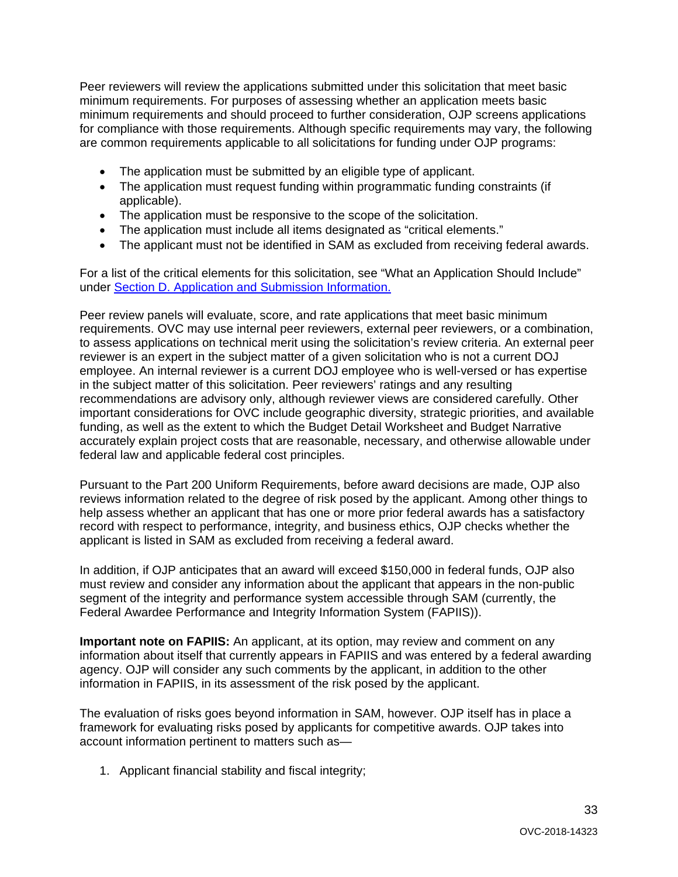Peer reviewers will review the applications submitted under this solicitation that meet basic minimum requirements. For purposes of assessing whether an application meets basic minimum requirements and should proceed to further consideration, OJP screens applications for compliance with those requirements. Although specific requirements may vary, the following are common requirements applicable to all solicitations for funding under OJP programs:

- The application must be submitted by an eligible type of applicant.
- The application must request funding within programmatic funding constraints (if applicable).
- The application must be responsive to the scope of the solicitation.
- The application must include all items designated as "critical elements."
- The applicant must not be identified in SAM as excluded from receiving federal awards.

For a list of the critical elements for this solicitation, see "What an Application Should Include" under [Section D. Application and Submission Information.](#)

Peer review panels will evaluate, score, and rate applications that meet basic minimum requirements. OVC may use internal peer reviewers, external peer reviewers, or a combination, to assess applications on technical merit using the solicitation's review criteria. An external peer reviewer is an expert in the subject matter of a given solicitation who is not a current DOJ employee. An internal reviewer is a current DOJ employee who is well-versed or has expertise in the subject matter of this solicitation. Peer reviewers' ratings and any resulting recommendations are advisory only, although reviewer views are considered carefully. Other important considerations for OVC include geographic diversity, strategic priorities, and available funding, as well as the extent to which the Budget Detail Worksheet and Budget Narrative accurately explain project costs that are reasonable, necessary, and otherwise allowable under federal law and applicable federal cost principles.

Pursuant to the Part 200 Uniform Requirements, before award decisions are made, OJP also reviews information related to the degree of risk posed by the applicant. Among other things to help assess whether an applicant that has one or more prior federal awards has a satisfactory record with respect to performance, integrity, and business ethics, OJP checks whether the applicant is listed in SAM as excluded from receiving a federal award.

In addition, if OJP anticipates that an award will exceed $150,000 in federal funds, OJP also must review and consider any information about the applicant that appears in the non-public segment of the integrity and performance system accessible through SAM (currently, the Federal Awardee Performance and Integrity Information System (FAPIIS)).

**Important note on FAPIIS:** An applicant, at its option, may review and comment on any information about itself that currently appears in FAPIIS and was entered by a federal awarding agency. OJP will consider any such comments by the applicant, in addition to the other information in FAPIIS, in its assessment of the risk posed by the applicant.

The evaluation of risks goes beyond information in SAM, however. OJP itself has in place a framework for evaluating risks posed by applicants for competitive awards. OJP takes into account information pertinent to matters such as—

1. Applicant financial stability and fiscal integrity;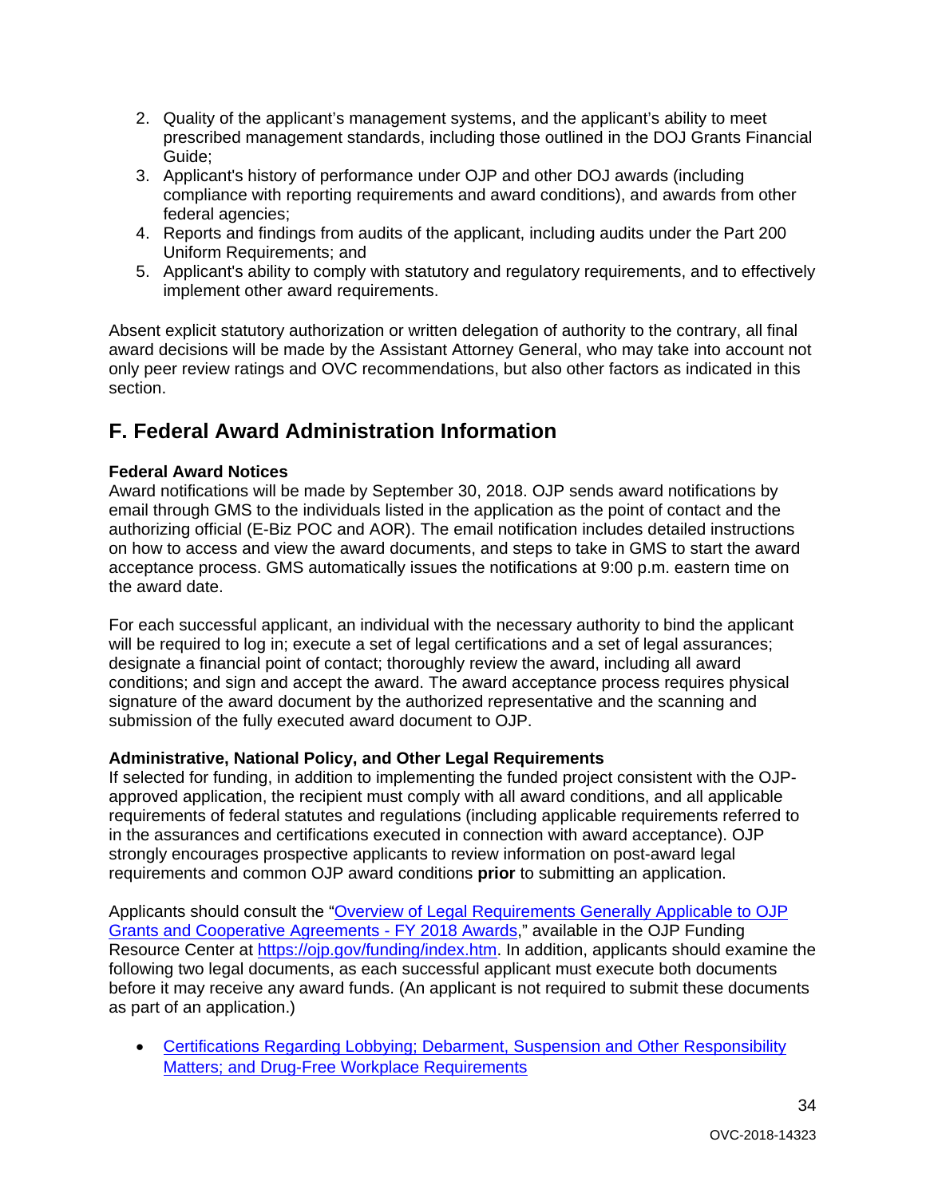2. Quality of the applicant's management systems, and the applicant's ability to meet prescribed management standards, including those outlined in the DOJ Grants Financial Guide;
3. Applicant's history of performance under OJP and other DOJ awards (including compliance with reporting requirements and award conditions), and awards from other federal agencies;
4. Reports and findings from audits of the applicant, including audits under the Part 200 Uniform Requirements; and
5. Applicant's ability to comply with statutory and regulatory requirements, and to effectively implement other award requirements.

Absent explicit statutory authorization or written delegation of authority to the contrary, all final award decisions will be made by the Assistant Attorney General, who may take into account not only peer review ratings and OVC recommendations, but also other factors as indicated in this section.

## F. Federal Award Administration Information

**Federal Award Notices**
Award notifications will be made by September 30, 2018. OJP sends award notifications by email through GMS to the individuals listed in the application as the point of contact and the authorizing official (E-Biz POC and AOR). The email notification includes detailed instructions on how to access and view the award documents, and steps to take in GMS to start the award acceptance process. GMS automatically issues the notifications at 9:00 p.m. eastern time on the award date.

For each successful applicant, an individual with the necessary authority to bind the applicant will be required to log in; execute a set of legal certifications and a set of legal assurances; designate a financial point of contact; thoroughly review the award, including all award conditions; and sign and accept the award. The award acceptance process requires physical signature of the award document by the authorized representative and the scanning and submission of the fully executed award document to OJP.

**Administrative, National Policy, and Other Legal Requirements**
If selected for funding, in addition to implementing the funded project consistent with the OJP-approved application, the recipient must comply with all award conditions, and all applicable requirements of federal statutes and regulations (including applicable requirements referred to in the assurances and certifications executed in connection with award acceptance). OJP strongly encourages prospective applicants to review information on post-award legal requirements and common OJP award conditions **prior** to submitting an application.

Applicants should consult the "Overview of Legal Requirements Generally Applicable to OJP Grants and Cooperative Agreements - FY 2018 Awards," available in the OJP Funding Resource Center at https://ojp.gov/funding/index.htm. In addition, applicants should examine the following two legal documents, as each successful applicant must execute both documents before it may receive any award funds. (An applicant is not required to submit these documents as part of an application.)

- Certifications Regarding Lobbying; Debarment, Suspension and Other Responsibility Matters; and Drug-Free Workplace Requirements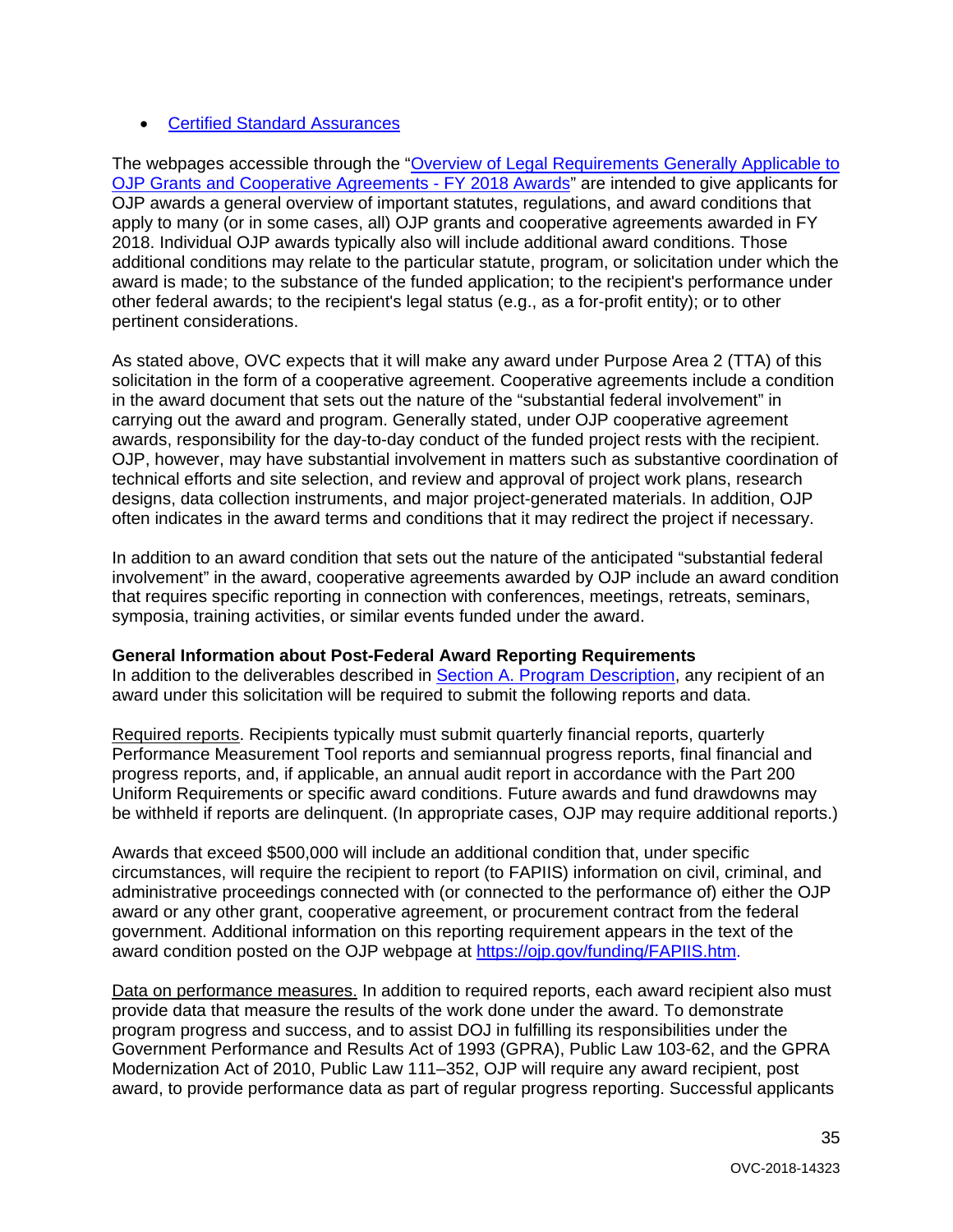- Certified Standard Assurances

The webpages accessible through the "Overview of Legal Requirements Generally Applicable to OJP Grants and Cooperative Agreements - FY 2018 Awards" are intended to give applicants for OJP awards a general overview of important statutes, regulations, and award conditions that apply to many (or in some cases, all) OJP grants and cooperative agreements awarded in FY 2018. Individual OJP awards typically also will include additional award conditions. Those additional conditions may relate to the particular statute, program, or solicitation under which the award is made; to the substance of the funded application; to the recipient's performance under other federal awards; to the recipient's legal status (e.g., as a for-profit entity); or to other pertinent considerations.

As stated above, OVC expects that it will make any award under Purpose Area 2 (TTA) of this solicitation in the form of a cooperative agreement. Cooperative agreements include a condition in the award document that sets out the nature of the "substantial federal involvement" in carrying out the award and program. Generally stated, under OJP cooperative agreement awards, responsibility for the day-to-day conduct of the funded project rests with the recipient. OJP, however, may have substantial involvement in matters such as substantive coordination of technical efforts and site selection, and review and approval of project work plans, research designs, data collection instruments, and major project-generated materials. In addition, OJP often indicates in the award terms and conditions that it may redirect the project if necessary.

In addition to an award condition that sets out the nature of the anticipated "substantial federal involvement" in the award, cooperative agreements awarded by OJP include an award condition that requires specific reporting in connection with conferences, meetings, retreats, seminars, symposia, training activities, or similar events funded under the award.

**General Information about Post-Federal Award Reporting Requirements**

In addition to the deliverables described in Section A. Program Description, any recipient of an award under this solicitation will be required to submit the following reports and data.

Required reports. Recipients typically must submit quarterly financial reports, quarterly Performance Measurement Tool reports and semiannual progress reports, final financial and progress reports, and, if applicable, an annual audit report in accordance with the Part 200 Uniform Requirements or specific award conditions. Future awards and fund drawdowns may be withheld if reports are delinquent. (In appropriate cases, OJP may require additional reports.)

Awards that exceed $500,000 will include an additional condition that, under specific circumstances, will require the recipient to report (to FAPIIS) information on civil, criminal, and administrative proceedings connected with (or connected to the performance of) either the OJP award or any other grant, cooperative agreement, or procurement contract from the federal government. Additional information on this reporting requirement appears in the text of the award condition posted on the OJP webpage at https://ojp.gov/funding/FAPIIS.htm.

Data on performance measures. In addition to required reports, each award recipient also must provide data that measure the results of the work done under the award. To demonstrate program progress and success, and to assist DOJ in fulfilling its responsibilities under the Government Performance and Results Act of 1993 (GPRA), Public Law 103-62, and the GPRA Modernization Act of 2010, Public Law 111–352, OJP will require any award recipient, post award, to provide performance data as part of regular progress reporting. Successful applicants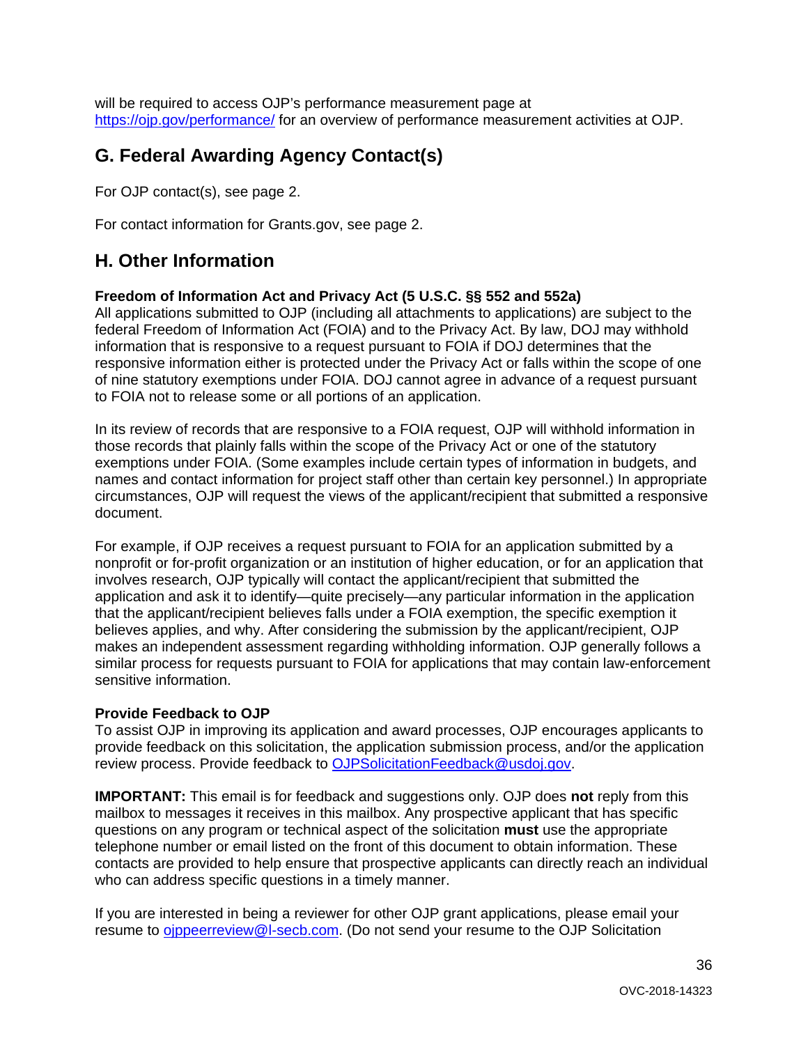will be required to access OJP's performance measurement page at https://ojp.gov/performance/ for an overview of performance measurement activities at OJP.

## G. Federal Awarding Agency Contact(s)

For OJP contact(s), see page 2.

For contact information for Grants.gov, see page 2.

## H. Other Information

**Freedom of Information Act and Privacy Act (5 U.S.C. §§ 552 and 552a)**
All applications submitted to OJP (including all attachments to applications) are subject to the federal Freedom of Information Act (FOIA) and to the Privacy Act. By law, DOJ may withhold information that is responsive to a request pursuant to FOIA if DOJ determines that the responsive information either is protected under the Privacy Act or falls within the scope of one of nine statutory exemptions under FOIA. DOJ cannot agree in advance of a request pursuant to FOIA not to release some or all portions of an application.

In its review of records that are responsive to a FOIA request, OJP will withhold information in those records that plainly falls within the scope of the Privacy Act or one of the statutory exemptions under FOIA. (Some examples include certain types of information in budgets, and names and contact information for project staff other than certain key personnel.) In appropriate circumstances, OJP will request the views of the applicant/recipient that submitted a responsive document.

For example, if OJP receives a request pursuant to FOIA for an application submitted by a nonprofit or for-profit organization or an institution of higher education, or for an application that involves research, OJP typically will contact the applicant/recipient that submitted the application and ask it to identify—quite precisely—any particular information in the application that the applicant/recipient believes falls under a FOIA exemption, the specific exemption it believes applies, and why. After considering the submission by the applicant/recipient, OJP makes an independent assessment regarding withholding information. OJP generally follows a similar process for requests pursuant to FOIA for applications that may contain law-enforcement sensitive information.

**Provide Feedback to OJP**
To assist OJP in improving its application and award processes, OJP encourages applicants to provide feedback on this solicitation, the application submission process, and/or the application review process. Provide feedback to OJPSolicitationFeedback@usdoj.gov.

**IMPORTANT:** This email is for feedback and suggestions only. OJP does **not** reply from this mailbox to messages it receives in this mailbox. Any prospective applicant that has specific questions on any program or technical aspect of the solicitation **must** use the appropriate telephone number or email listed on the front of this document to obtain information. These contacts are provided to help ensure that prospective applicants can directly reach an individual who can address specific questions in a timely manner.

If you are interested in being a reviewer for other OJP grant applications, please email your resume to ojppeerreview@l-secb.com. (Do not send your resume to the OJP Solicitation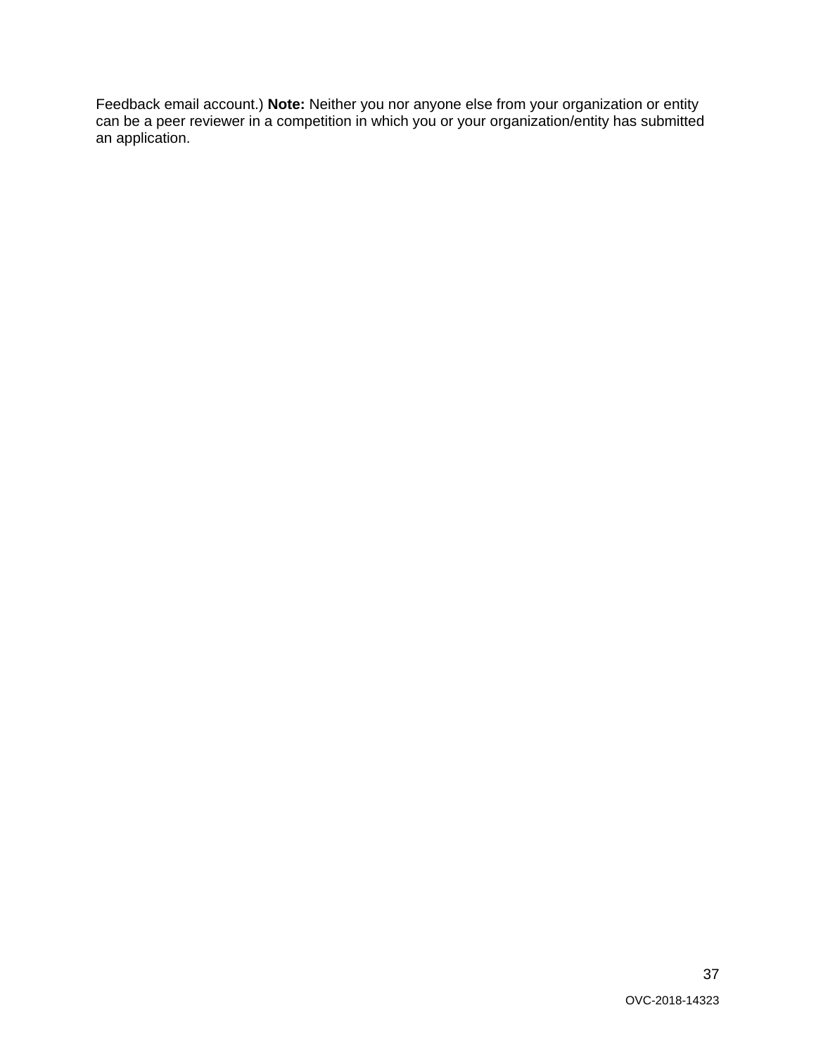Feedback email account.) **Note:** Neither you nor anyone else from your organization or entity can be a peer reviewer in a competition in which you or your organization/entity has submitted an application.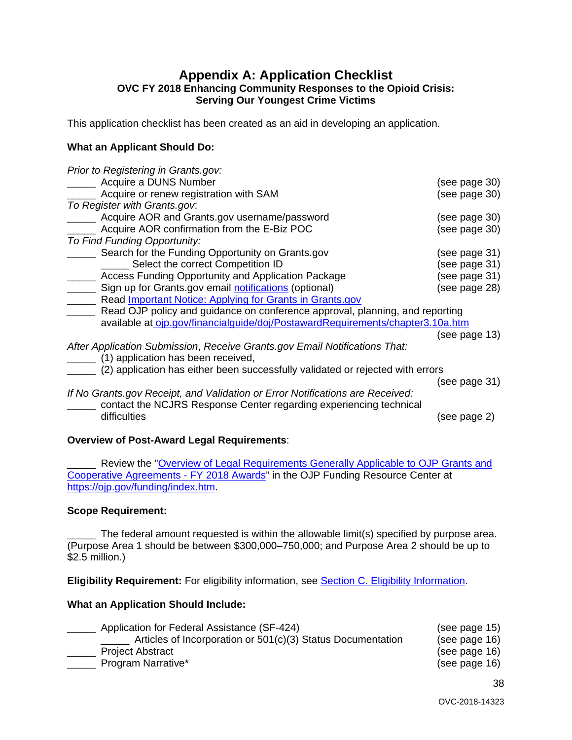# Appendix A: Application Checklist

**OVC FY 2018 Enhancing Community Responses to the Opioid Crisis: Serving Our Youngest Crime Victims**

This application checklist has been created as an aid in developing an application.

**What an Applicant Should Do:**

*Prior to Registering in Grants.gov:*

_____ Acquire a DUNS Number (see page 30)
_____ Acquire or renew registration with SAM (see page 30)

*To Register with Grants.gov:*

_____ Acquire AOR and Grants.gov username/password (see page 30)
_____ Acquire AOR confirmation from the E-Biz POC (see page 30)

*To Find Funding Opportunity:*

_____ Search for the Funding Opportunity on Grants.gov (see page 31)
    _____ Select the correct Competition ID (see page 31)
_____ Access Funding Opportunity and Application Package (see page 31)
_____ Sign up for Grants.gov email notifications (optional) (see page 28)
_____ Read Important Notice: Applying for Grants in Grants.gov
_____ Read OJP policy and guidance on conference approval, planning, and reporting available at ojp.gov/financialguide/doj/PostawardRequirements/chapter3.10a.htm (see page 13)

*After Application Submission, Receive Grants.gov Email Notifications That:*

_____ (1) application has been received,
_____ (2) application has either been successfully validated or rejected with errors (see page 31)

*If No Grants.gov Receipt, and Validation or Error Notifications are Received:*

_____ contact the NCJRS Response Center regarding experiencing technical difficulties (see page 2)

**Overview of Post-Award Legal Requirements**:

_____ Review the "Overview of Legal Requirements Generally Applicable to OJP Grants and Cooperative Agreements - FY 2018 Awards" in the OJP Funding Resource Center at https://ojp.gov/funding/index.htm.

**Scope Requirement:**

_____ The federal amount requested is within the allowable limit(s) specified by purpose area. (Purpose Area 1 should be between $300,000–750,000; and Purpose Area 2 should be up to $2.5 million.)

**Eligibility Requirement:** For eligibility information, see Section C. Eligibility Information.

**What an Application Should Include:**

_____ Application for Federal Assistance (SF-424) (see page 15)
    _____ Articles of Incorporation or 501(c)(3) Status Documentation (see page 16)
_____ Project Abstract (see page 16)
_____ Program Narrative* (see page 16)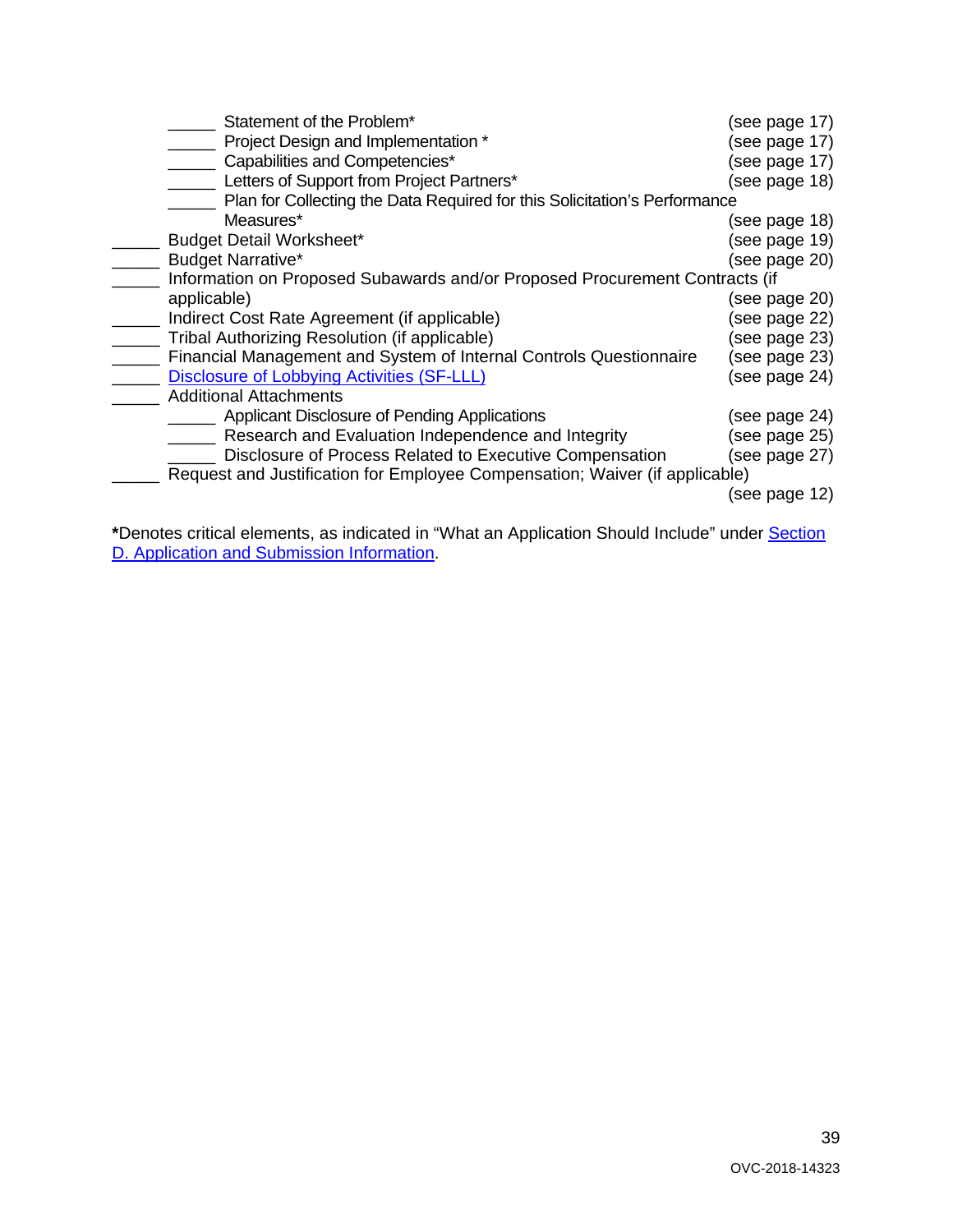- _____ Statement of the Problem* (see page 17)
- _____ Project Design and Implementation * (see page 17)
- _____ Capabilities and Competencies* (see page 17)
- _____ Letters of Support from Project Partners* (see page 18)
- _____ Plan for Collecting the Data Required for this Solicitation's Performance Measures* (see page 18)

_____ Budget Detail Worksheet* (see page 19)
_____ Budget Narrative* (see page 20)
_____ Information on Proposed Subawards and/or Proposed Procurement Contracts (if applicable) (see page 20)
_____ Indirect Cost Rate Agreement (if applicable) (see page 22)
_____ Tribal Authorizing Resolution (if applicable) (see page 23)
_____ Financial Management and System of Internal Controls Questionnaire (see page 23)
_____ Disclosure of Lobbying Activities (SF-LLL) (see page 24)
_____ Additional Attachments

- _____ Applicant Disclosure of Pending Applications (see page 24)
- _____ Research and Evaluation Independence and Integrity (see page 25)
- _____ Disclosure of Process Related to Executive Compensation (see page 27)

_____ Request and Justification for Employee Compensation; Waiver (if applicable) (see page 12)

**\***Denotes critical elements, as indicated in "What an Application Should Include" under Section D. Application and Submission Information.